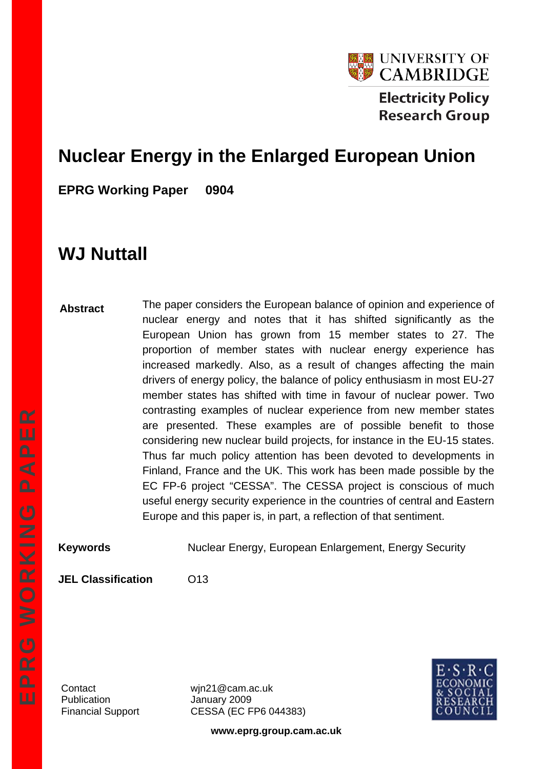UNIVERSITY OF CAMBRIDGE

Electricity Policy Research Group

# Nuclear Energy in the Enlarged European Union

**EPRG Working Paper 0904**

## WJ Nuttall

**Abstract** The paper considers the European balance of opinion and experience of nuclear energy and notes that it has shifted significantly as the European Union has grown from 15 member states to 27. The proportion of member states with nuclear energy experience has increased markedly. Also, as a result of changes affecting the main drivers of energy policy, the balance of policy enthusiasm in most EU-27 member states has shifted with time in favour of nuclear power. Two contrasting examples of nuclear experience from new member states are presented. These examples are of possible benefit to those considering new nuclear build projects, for instance in the EU-15 states. Thus far much policy attention has been devoted to developments in Finland, France and the UK. This work has been made possible by the EC FP-6 project "CESSA". The CESSA project is conscious of much useful energy security experience in the countries of central and Eastern Europe and this paper is, in part, a reflection of that sentiment.

**Keywords** Nuclear Energy, European Enlargement, Energy Security

**JEL Classification** O13

Contact wjn21@cam.ac.uk
Publication January 2009
Financial Support CESSA (EC FP6 044383)

E·S·R·C ECONOMIC & SOCIAL RESEARCH COUNCIL

**www.eprg.group.cam.ac.uk**

EPRG WORKING PAPER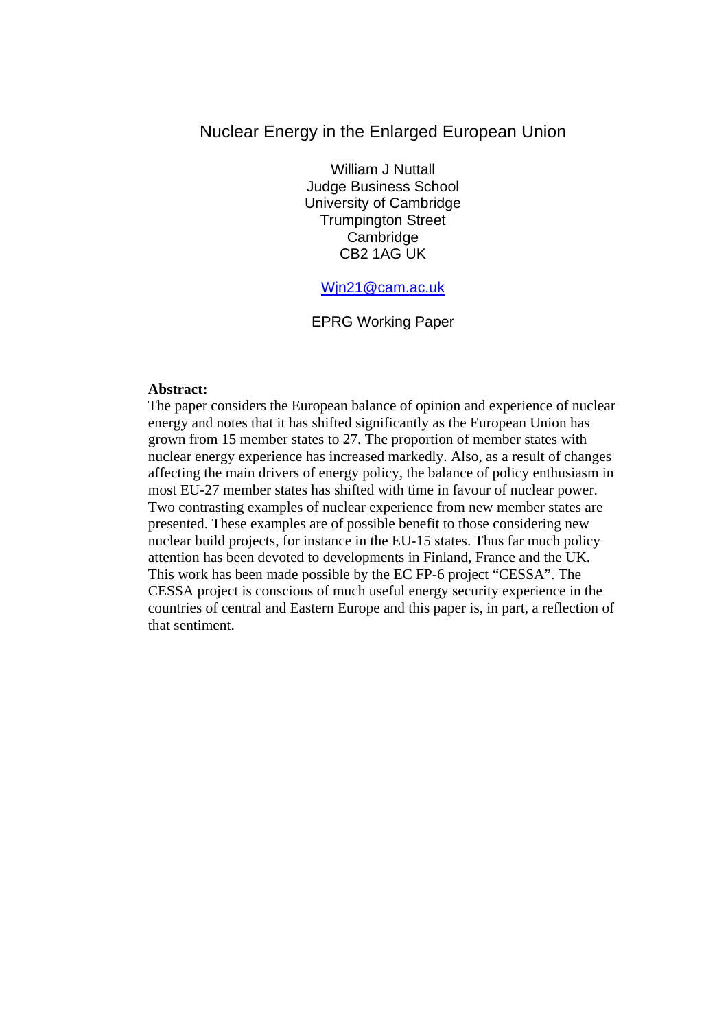# Nuclear Energy in the Enlarged European Union

William J Nuttall
Judge Business School
University of Cambridge
Trumpington Street
Cambridge
CB2 1AG UK

Wjn21@cam.ac.uk

EPRG Working Paper

**Abstract:**
The paper considers the European balance of opinion and experience of nuclear energy and notes that it has shifted significantly as the European Union has grown from 15 member states to 27. The proportion of member states with nuclear energy experience has increased markedly. Also, as a result of changes affecting the main drivers of energy policy, the balance of policy enthusiasm in most EU-27 member states has shifted with time in favour of nuclear power. Two contrasting examples of nuclear experience from new member states are presented. These examples are of possible benefit to those considering new nuclear build projects, for instance in the EU-15 states. Thus far much policy attention has been devoted to developments in Finland, France and the UK. This work has been made possible by the EC FP-6 project "CESSA". The CESSA project is conscious of much useful energy security experience in the countries of central and Eastern Europe and this paper is, in part, a reflection of that sentiment.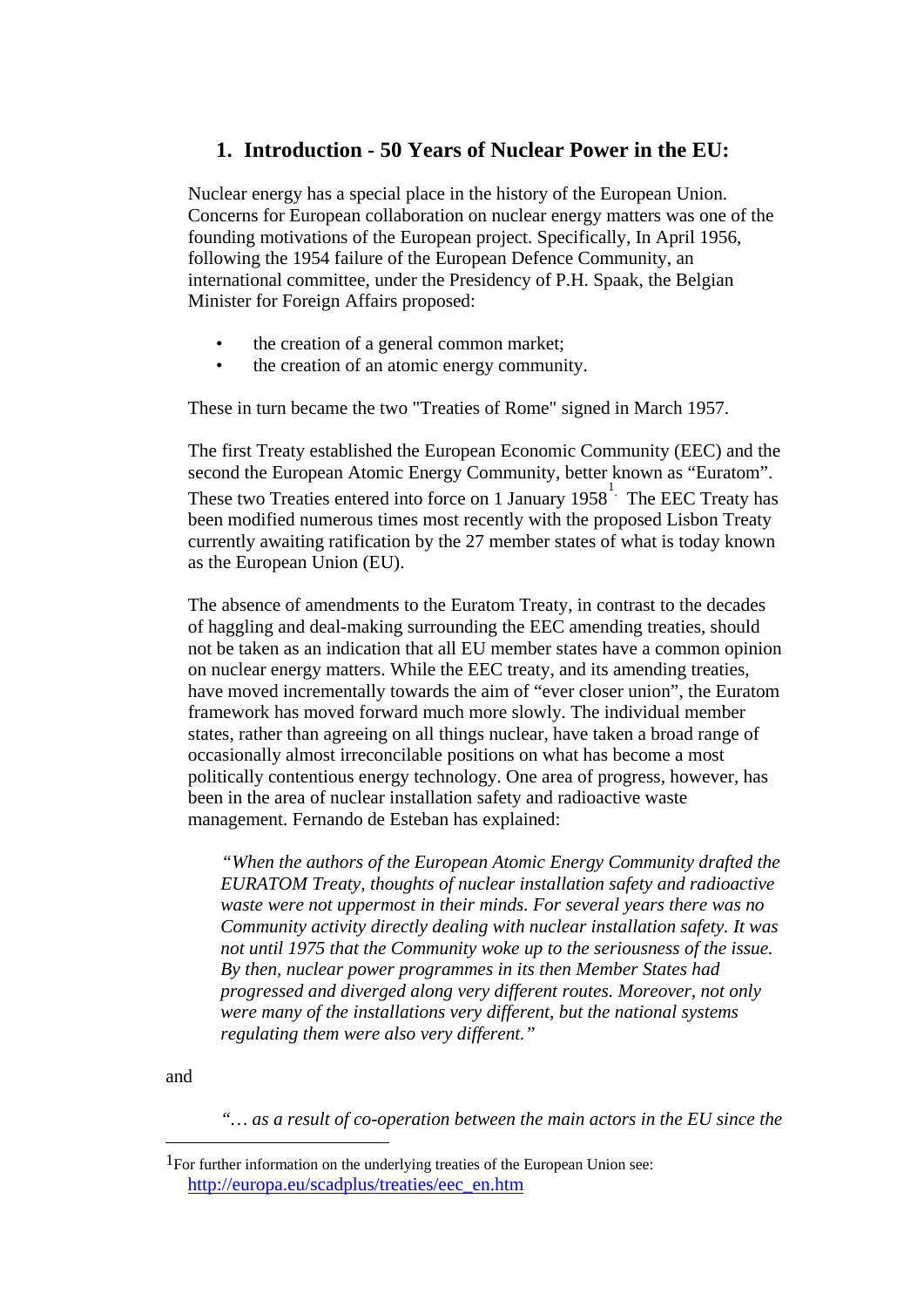## 1. Introduction - 50 Years of Nuclear Power in the EU:

Nuclear energy has a special place in the history of the European Union. Concerns for European collaboration on nuclear energy matters was one of the founding motivations of the European project. Specifically, In April 1956, following the 1954 failure of the European Defence Community, an international committee, under the Presidency of P.H. Spaak, the Belgian Minister for Foreign Affairs proposed:

- the creation of a general common market;
- the creation of an atomic energy community.

These in turn became the two "Treaties of Rome" signed in March 1957.

The first Treaty established the European Economic Community (EEC) and the second the European Atomic Energy Community, better known as "Euratom". These two Treaties entered into force on 1 January 1958[1]. The EEC Treaty has been modified numerous times most recently with the proposed Lisbon Treaty currently awaiting ratification by the 27 member states of what is today known as the European Union (EU).

The absence of amendments to the Euratom Treaty, in contrast to the decades of haggling and deal-making surrounding the EEC amending treaties, should not be taken as an indication that all EU member states have a common opinion on nuclear energy matters. While the EEC treaty, and its amending treaties, have moved incrementally towards the aim of "ever closer union", the Euratom framework has moved forward much more slowly. The individual member states, rather than agreeing on all things nuclear, have taken a broad range of occasionally almost irreconcilable positions on what has become a most politically contentious energy technology. One area of progress, however, has been in the area of nuclear installation safety and radioactive waste management. Fernando de Esteban has explained:

> *"When the authors of the European Atomic Energy Community drafted the EURATOM Treaty, thoughts of nuclear installation safety and radioactive waste were not uppermost in their minds. For several years there was no Community activity directly dealing with nuclear installation safety. It was not until 1975 that the Community woke up to the seriousness of the issue. By then, nuclear power programmes in its then Member States had progressed and diverged along very different routes. Moreover, not only were many of the installations very different, but the national systems regulating them were also very different."*

and

> *"... as a result of co-operation between the main actors in the EU since the*

---

[1] For further information on the underlying treaties of the European Union see: http://europa.eu/scadplus/treaties/eec_en.htm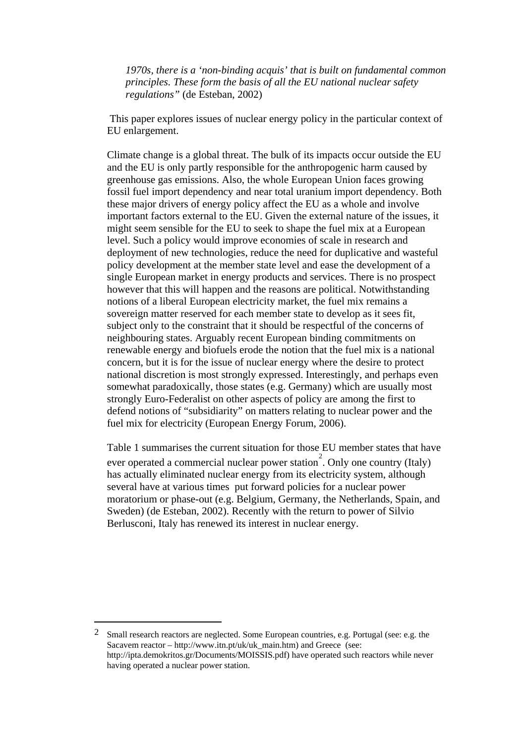*1970s, there is a 'non-binding acquis' that is built on fundamental common principles. These form the basis of all the EU national nuclear safety regulations"* (de Esteban, 2002)

This paper explores issues of nuclear energy policy in the particular context of EU enlargement.

Climate change is a global threat. The bulk of its impacts occur outside the EU and the EU is only partly responsible for the anthropogenic harm caused by greenhouse gas emissions. Also, the whole European Union faces growing fossil fuel import dependency and near total uranium import dependency. Both these major drivers of energy policy affect the EU as a whole and involve important factors external to the EU. Given the external nature of the issues, it might seem sensible for the EU to seek to shape the fuel mix at a European level. Such a policy would improve economies of scale in research and deployment of new technologies, reduce the need for duplicative and wasteful policy development at the member state level and ease the development of a single European market in energy products and services. There is no prospect however that this will happen and the reasons are political. Notwithstanding notions of a liberal European electricity market, the fuel mix remains a sovereign matter reserved for each member state to develop as it sees fit, subject only to the constraint that it should be respectful of the concerns of neighbouring states. Arguably recent European binding commitments on renewable energy and biofuels erode the notion that the fuel mix is a national concern, but it is for the issue of nuclear energy where the desire to protect national discretion is most strongly expressed. Interestingly, and perhaps even somewhat paradoxically, those states (e.g. Germany) which are usually most strongly Euro-Federalist on other aspects of policy are among the first to defend notions of "subsidiarity" on matters relating to nuclear power and the fuel mix for electricity (European Energy Forum, 2006).

Table 1 summarises the current situation for those EU member states that have ever operated a commercial nuclear power station[2]. Only one country (Italy) has actually eliminated nuclear energy from its electricity system, although several have at various times put forward policies for a nuclear power moratorium or phase-out (e.g. Belgium, Germany, the Netherlands, Spain, and Sweden) (de Esteban, 2002). Recently with the return to power of Silvio Berlusconi, Italy has renewed its interest in nuclear energy.

[2] Small research reactors are neglected. Some European countries, e.g. Portugal (see: e.g. the Sacavem reactor – http://www.itn.pt/uk/uk_main.htm) and Greece (see: http://ipta.demokritos.gr/Documents/MOISSIS.pdf) have operated such reactors while never having operated a nuclear power station.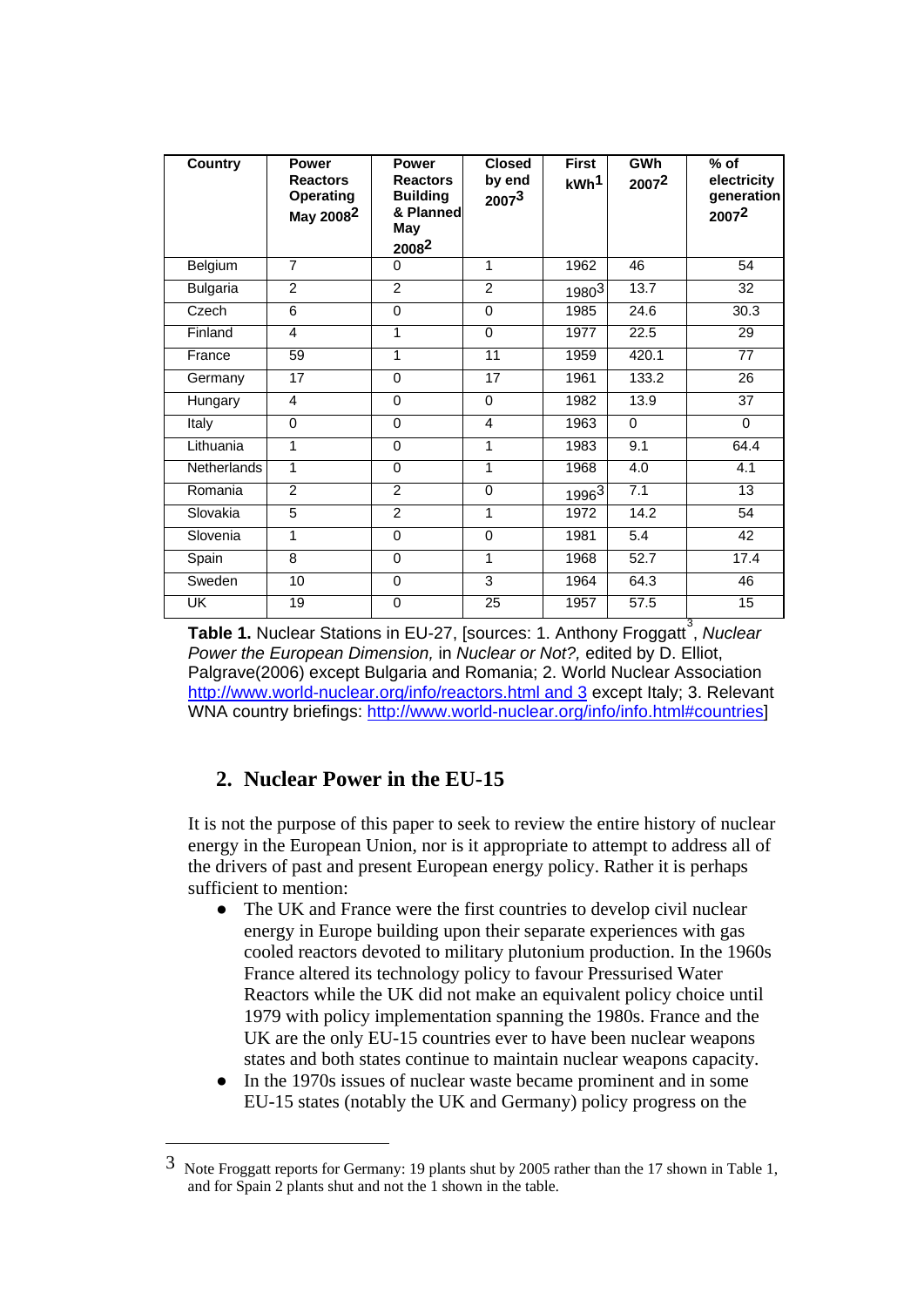| Country | Power Reactors Operating May 2008[2] | Power Reactors Building & Planned May 2008[2] | Closed by end 2007[3] | First kWh[1] | GWh 2007[2] | % of electricity generation 2007[2] |
|---|---|---|---|---|---|---|
| Belgium | 7 | 0 | 1 | 1962 | 46 | 54 |
| Bulgaria | 2 | 2 | 2 | 1980[3] | 13.7 | 32 |
| Czech | 6 | 0 | 0 | 1985 | 24.6 | 30.3 |
| Finland | 4 | 1 | 0 | 1977 | 22.5 | 29 |
| France | 59 | 1 | 11 | 1959 | 420.1 | 77 |
| Germany | 17 | 0 | 17 | 1961 | 133.2 | 26 |
| Hungary | 4 | 0 | 0 | 1982 | 13.9 | 37 |
| Italy | 0 | 0 | 4 | 1963 | 0 | 0 |
| Lithuania | 1 | 0 | 1 | 1983 | 9.1 | 64.4 |
| Netherlands | 1 | 0 | 1 | 1968 | 4.0 | 4.1 |
| Romania | 2 | 2 | 0 | 1996[3] | 7.1 | 13 |
| Slovakia | 5 | 2 | 1 | 1972 | 14.2 | 54 |
| Slovenia | 1 | 0 | 0 | 1981 | 5.4 | 42 |
| Spain | 8 | 0 | 1 | 1968 | 52.7 | 17.4 |
| Sweden | 10 | 0 | 3 | 1964 | 64.3 | 46 |
| UK | 19 | 0 | 25 | 1957 | 57.5 | 15 |

**Table 1.** Nuclear Stations in EU-27, [sources: 1. Anthony Froggatt[3], *Nuclear Power the European Dimension,* in *Nuclear or Not?,* edited by D. Elliot, Palgrave(2006) except Bulgaria and Romania; 2. World Nuclear Association http://www.world-nuclear.org/info/reactors.html and 3 except Italy; 3. Relevant WNA country briefings: http://www.world-nuclear.org/info/info.html#countries]

## 2. Nuclear Power in the EU-15

It is not the purpose of this paper to seek to review the entire history of nuclear energy in the European Union, nor is it appropriate to attempt to address all of the drivers of past and present European energy policy. Rather it is perhaps sufficient to mention:

- The UK and France were the first countries to develop civil nuclear energy in Europe building upon their separate experiences with gas cooled reactors devoted to military plutonium production. In the 1960s France altered its technology policy to favour Pressurised Water Reactors while the UK did not make an equivalent policy choice until 1979 with policy implementation spanning the 1980s. France and the UK are the only EU-15 countries ever to have been nuclear weapons states and both states continue to maintain nuclear weapons capacity.
- In the 1970s issues of nuclear waste became prominent and in some EU-15 states (notably the UK and Germany) policy progress on the

[3] Note Froggatt reports for Germany: 19 plants shut by 2005 rather than the 17 shown in Table 1, and for Spain 2 plants shut and not the 1 shown in the table.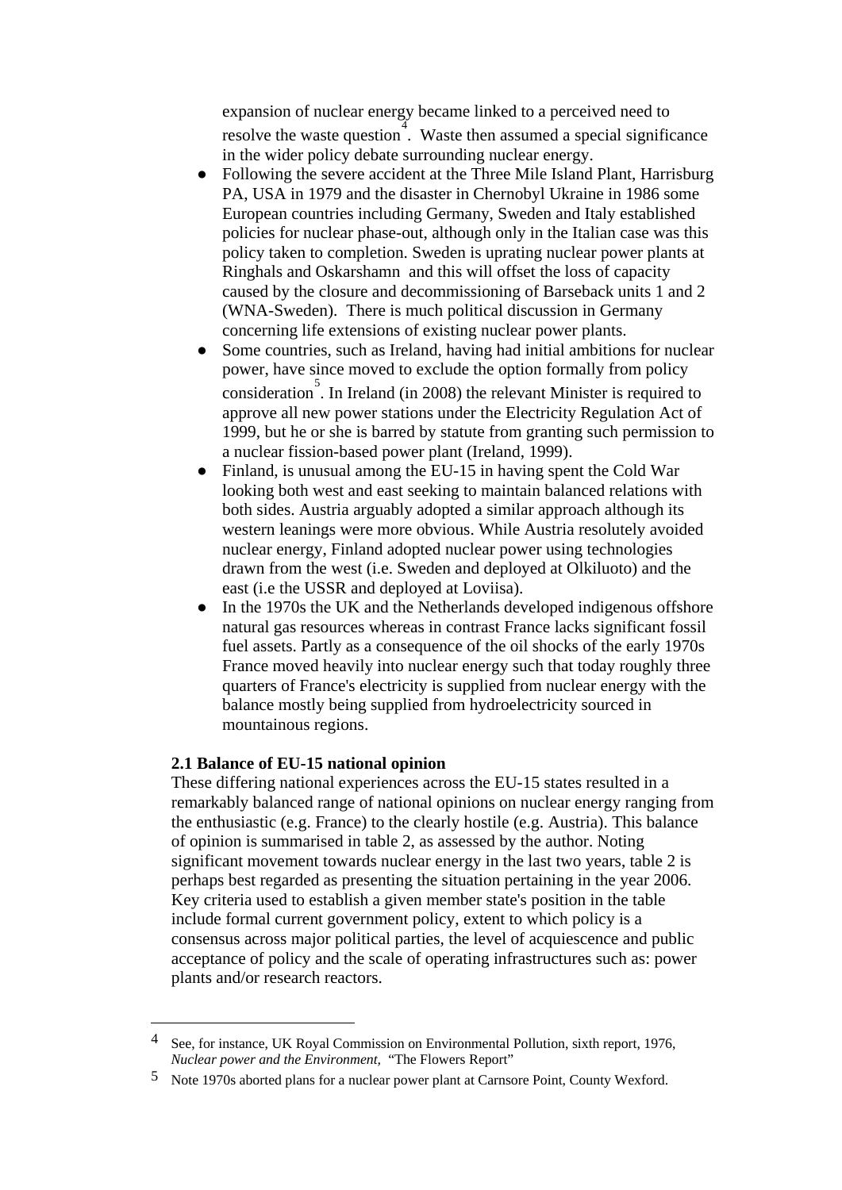expansion of nuclear energy became linked to a perceived need to resolve the waste question[4]. Waste then assumed a special significance in the wider policy debate surrounding nuclear energy.

- Following the severe accident at the Three Mile Island Plant, Harrisburg PA, USA in 1979 and the disaster in Chernobyl Ukraine in 1986 some European countries including Germany, Sweden and Italy established policies for nuclear phase-out, although only in the Italian case was this policy taken to completion. Sweden is uprating nuclear power plants at Ringhals and Oskarshamn and this will offset the loss of capacity caused by the closure and decommissioning of Barseback units 1 and 2 (WNA-Sweden). There is much political discussion in Germany concerning life extensions of existing nuclear power plants.
- Some countries, such as Ireland, having had initial ambitions for nuclear power, have since moved to exclude the option formally from policy consideration[5]. In Ireland (in 2008) the relevant Minister is required to approve all new power stations under the Electricity Regulation Act of 1999, but he or she is barred by statute from granting such permission to a nuclear fission-based power plant (Ireland, 1999).
- Finland, is unusual among the EU-15 in having spent the Cold War looking both west and east seeking to maintain balanced relations with both sides. Austria arguably adopted a similar approach although its western leanings were more obvious. While Austria resolutely avoided nuclear energy, Finland adopted nuclear power using technologies drawn from the west (i.e. Sweden and deployed at Olkiluoto) and the east (i.e the USSR and deployed at Loviisa).
- In the 1970s the UK and the Netherlands developed indigenous offshore natural gas resources whereas in contrast France lacks significant fossil fuel assets. Partly as a consequence of the oil shocks of the early 1970s France moved heavily into nuclear energy such that today roughly three quarters of France's electricity is supplied from nuclear energy with the balance mostly being supplied from hydroelectricity sourced in mountainous regions.

### 2.1 Balance of EU-15 national opinion

These differing national experiences across the EU-15 states resulted in a remarkably balanced range of national opinions on nuclear energy ranging from the enthusiastic (e.g. France) to the clearly hostile (e.g. Austria). This balance of opinion is summarised in table 2, as assessed by the author. Noting significant movement towards nuclear energy in the last two years, table 2 is perhaps best regarded as presenting the situation pertaining in the year 2006. Key criteria used to establish a given member state's position in the table include formal current government policy, extent to which policy is a consensus across major political parties, the level of acquiescence and public acceptance of policy and the scale of operating infrastructures such as: power plants and/or research reactors.

---

[4] See, for instance, UK Royal Commission on Environmental Pollution, sixth report, 1976, *Nuclear power and the Environment,* "The Flowers Report"

[5] Note 1970s aborted plans for a nuclear power plant at Carnsore Point, County Wexford.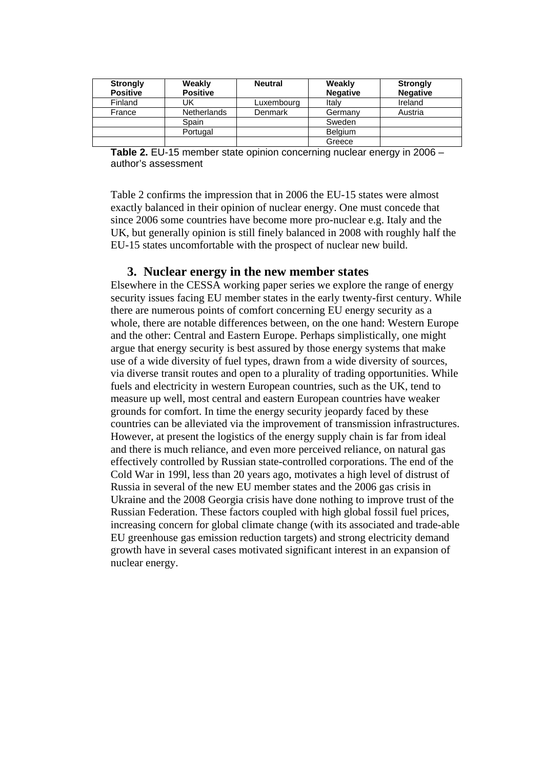| Strongly Positive | Weakly Positive | Neutral | Weakly Negative | Strongly Negative |
|---|---|---|---|---|
| Finland | UK | Luxembourg | Italy | Ireland |
| France | Netherlands | Denmark | Germany | Austria |
| | Spain | | Sweden | |
| | Portugal | | Belgium | |
| | | | Greece | |

**Table 2.** EU-15 member state opinion concerning nuclear energy in 2006 – author's assessment

Table 2 confirms the impression that in 2006 the EU-15 states were almost exactly balanced in their opinion of nuclear energy. One must concede that since 2006 some countries have become more pro-nuclear e.g. Italy and the UK, but generally opinion is still finely balanced in 2008 with roughly half the EU-15 states uncomfortable with the prospect of nuclear new build.

## 3. Nuclear energy in the new member states

Elsewhere in the CESSA working paper series we explore the range of energy security issues facing EU member states in the early twenty-first century. While there are numerous points of comfort concerning EU energy security as a whole, there are notable differences between, on the one hand: Western Europe and the other: Central and Eastern Europe. Perhaps simplistically, one might argue that energy security is best assured by those energy systems that make use of a wide diversity of fuel types, drawn from a wide diversity of sources, via diverse transit routes and open to a plurality of trading opportunities. While fuels and electricity in western European countries, such as the UK, tend to measure up well, most central and eastern European countries have weaker grounds for comfort. In time the energy security jeopardy faced by these countries can be alleviated via the improvement of transmission infrastructures. However, at present the logistics of the energy supply chain is far from ideal and there is much reliance, and even more perceived reliance, on natural gas effectively controlled by Russian state-controlled corporations. The end of the Cold War in 199l, less than 20 years ago, motivates a high level of distrust of Russia in several of the new EU member states and the 2006 gas crisis in Ukraine and the 2008 Georgia crisis have done nothing to improve trust of the Russian Federation. These factors coupled with high global fossil fuel prices, increasing concern for global climate change (with its associated and trade-able EU greenhouse gas emission reduction targets) and strong electricity demand growth have in several cases motivated significant interest in an expansion of nuclear energy.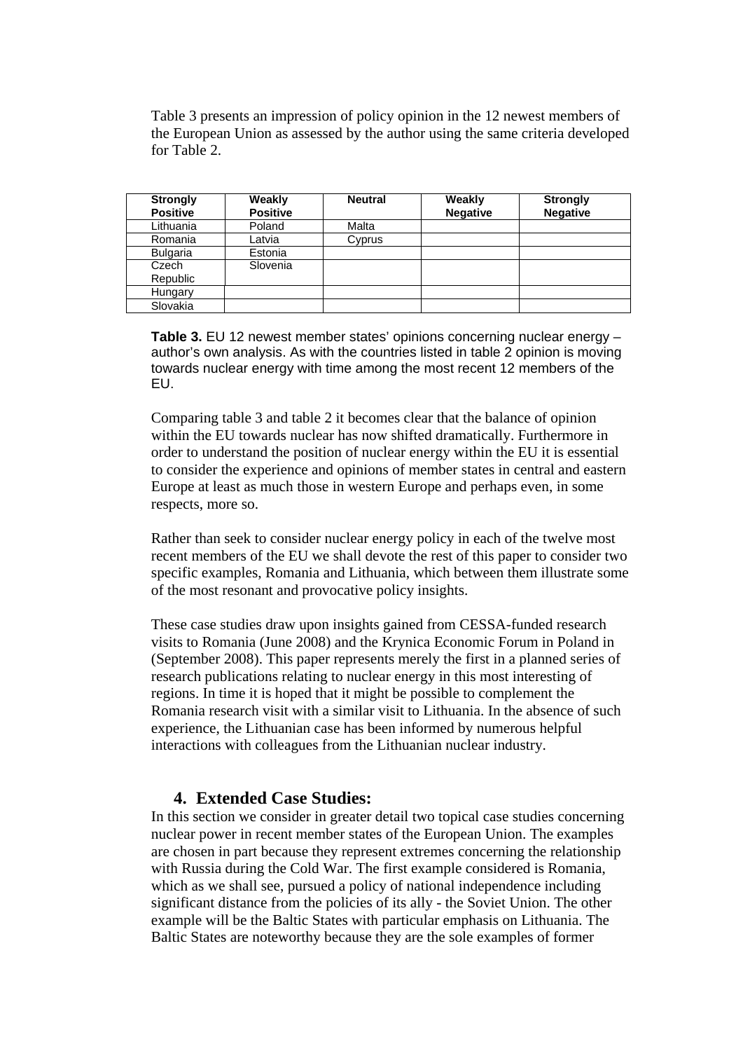Table 3 presents an impression of policy opinion in the 12 newest members of the European Union as assessed by the author using the same criteria developed for Table 2.

| Strongly Positive | Weakly Positive | Neutral | Weakly Negative | Strongly Negative |
|---|---|---|---|---|
| Lithuania | Poland | Malta | | |
| Romania | Latvia | Cyprus | | |
| Bulgaria | Estonia | | | |
| Czech Republic | Slovenia | | | |
| Hungary | | | | |
| Slovakia | | | | |

**Table 3.** EU 12 newest member states' opinions concerning nuclear energy – author's own analysis. As with the countries listed in table 2 opinion is moving towards nuclear energy with time among the most recent 12 members of the EU.

Comparing table 3 and table 2 it becomes clear that the balance of opinion within the EU towards nuclear has now shifted dramatically. Furthermore in order to understand the position of nuclear energy within the EU it is essential to consider the experience and opinions of member states in central and eastern Europe at least as much those in western Europe and perhaps even, in some respects, more so.

Rather than seek to consider nuclear energy policy in each of the twelve most recent members of the EU we shall devote the rest of this paper to consider two specific examples, Romania and Lithuania, which between them illustrate some of the most resonant and provocative policy insights.

These case studies draw upon insights gained from CESSA-funded research visits to Romania (June 2008) and the Krynica Economic Forum in Poland in (September 2008). This paper represents merely the first in a planned series of research publications relating to nuclear energy in this most interesting of regions. In time it is hoped that it might be possible to complement the Romania research visit with a similar visit to Lithuania. In the absence of such experience, the Lithuanian case has been informed by numerous helpful interactions with colleagues from the Lithuanian nuclear industry.

## 4. Extended Case Studies:

In this section we consider in greater detail two topical case studies concerning nuclear power in recent member states of the European Union. The examples are chosen in part because they represent extremes concerning the relationship with Russia during the Cold War. The first example considered is Romania, which as we shall see, pursued a policy of national independence including significant distance from the policies of its ally - the Soviet Union. The other example will be the Baltic States with particular emphasis on Lithuania. The Baltic States are noteworthy because they are the sole examples of former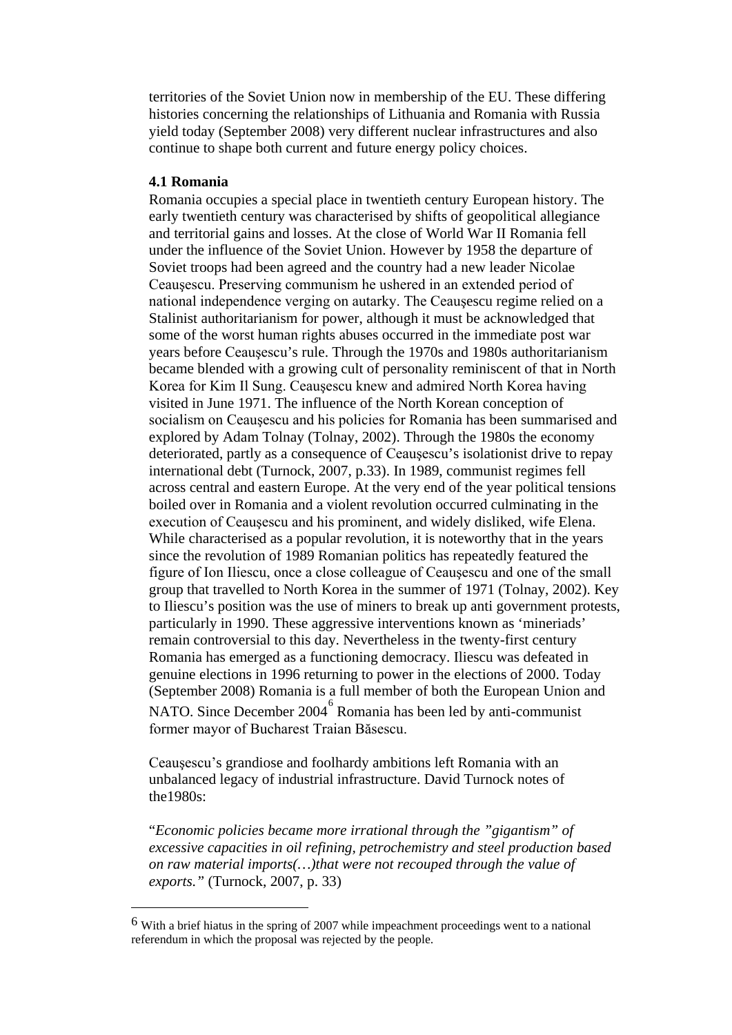territories of the Soviet Union now in membership of the EU. These differing histories concerning the relationships of Lithuania and Romania with Russia yield today (September 2008) very different nuclear infrastructures and also continue to shape both current and future energy policy choices.

### 4.1 Romania

Romania occupies a special place in twentieth century European history. The early twentieth century was characterised by shifts of geopolitical allegiance and territorial gains and losses. At the close of World War II Romania fell under the influence of the Soviet Union. However by 1958 the departure of Soviet troops had been agreed and the country had a new leader Nicolae Ceauşescu. Preserving communism he ushered in an extended period of national independence verging on autarky. The Ceauşescu regime relied on a Stalinist authoritarianism for power, although it must be acknowledged that some of the worst human rights abuses occurred in the immediate post war years before Ceauşescu's rule. Through the 1970s and 1980s authoritarianism became blended with a growing cult of personality reminiscent of that in North Korea for Kim Il Sung. Ceauşescu knew and admired North Korea having visited in June 1971. The influence of the North Korean conception of socialism on Ceauşescu and his policies for Romania has been summarised and explored by Adam Tolnay (Tolnay, 2002). Through the 1980s the economy deteriorated, partly as a consequence of Ceauşescu's isolationist drive to repay international debt (Turnock, 2007, p.33). In 1989, communist regimes fell across central and eastern Europe. At the very end of the year political tensions boiled over in Romania and a violent revolution occurred culminating in the execution of Ceauşescu and his prominent, and widely disliked, wife Elena. While characterised as a popular revolution, it is noteworthy that in the years since the revolution of 1989 Romanian politics has repeatedly featured the figure of Ion Iliescu, once a close colleague of Ceauşescu and one of the small group that travelled to North Korea in the summer of 1971 (Tolnay, 2002). Key to Iliescu's position was the use of miners to break up anti government protests, particularly in 1990. These aggressive interventions known as 'mineriads' remain controversial to this day. Nevertheless in the twenty-first century Romania has emerged as a functioning democracy. Iliescu was defeated in genuine elections in 1996 returning to power in the elections of 2000. Today (September 2008) Romania is a full member of both the European Union and NATO. Since December 2004[6] Romania has been led by anti-communist former mayor of Bucharest Traian Băsescu.

Ceauşescu's grandiose and foolhardy ambitions left Romania with an unbalanced legacy of industrial infrastructure. David Turnock notes of the1980s:

"*Economic policies became more irrational through the "gigantism" of excessive capacities in oil refining, petrochemistry and steel production based on raw material imports(…)that were not recouped through the value of exports."* (Turnock, 2007, p. 33)

---

6 With a brief hiatus in the spring of 2007 while impeachment proceedings went to a national referendum in which the proposal was rejected by the people.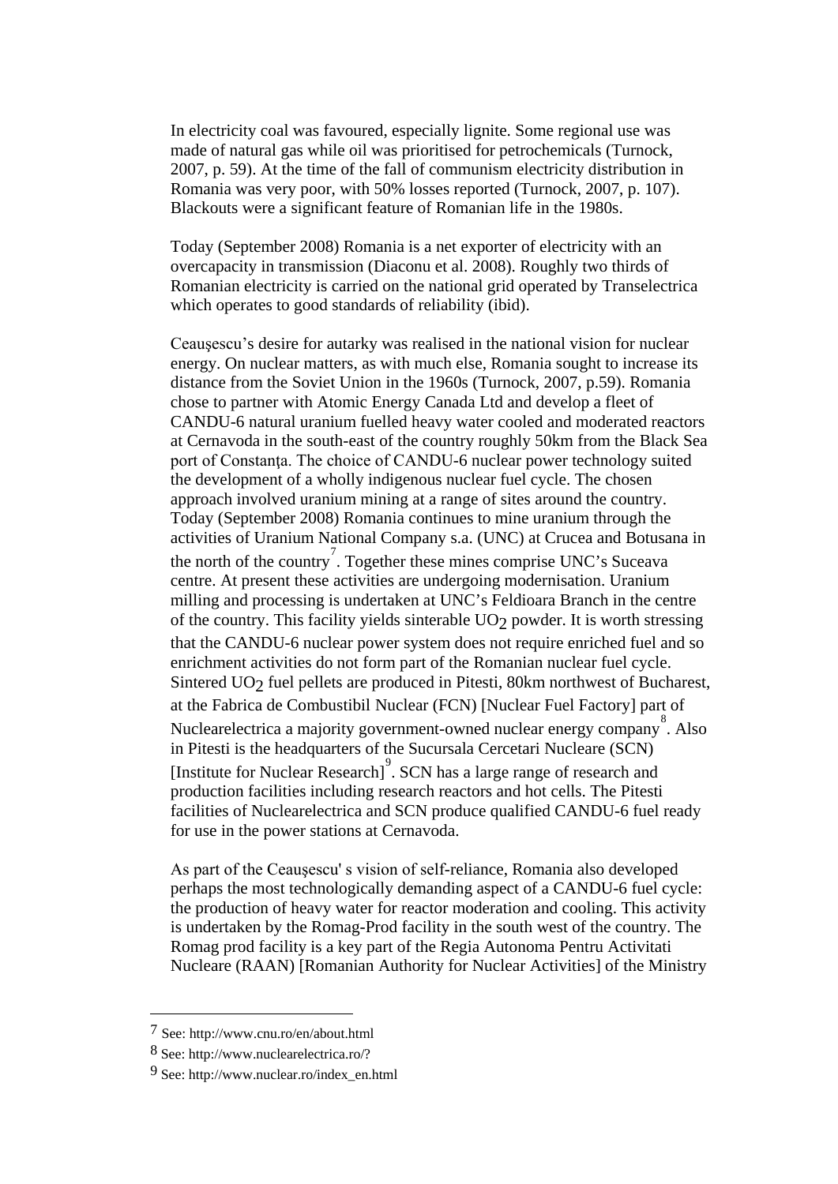In electricity coal was favoured, especially lignite. Some regional use was made of natural gas while oil was prioritised for petrochemicals (Turnock, 2007, p. 59). At the time of the fall of communism electricity distribution in Romania was very poor, with 50% losses reported (Turnock, 2007, p. 107). Blackouts were a significant feature of Romanian life in the 1980s.

Today (September 2008) Romania is a net exporter of electricity with an overcapacity in transmission (Diaconu et al. 2008). Roughly two thirds of Romanian electricity is carried on the national grid operated by Transelectrica which operates to good standards of reliability (ibid).

Ceauşescu's desire for autarky was realised in the national vision for nuclear energy. On nuclear matters, as with much else, Romania sought to increase its distance from the Soviet Union in the 1960s (Turnock, 2007, p.59). Romania chose to partner with Atomic Energy Canada Ltd and develop a fleet of CANDU-6 natural uranium fuelled heavy water cooled and moderated reactors at Cernavoda in the south-east of the country roughly 50km from the Black Sea port of Constanţa. The choice of CANDU-6 nuclear power technology suited the development of a wholly indigenous nuclear fuel cycle. The chosen approach involved uranium mining at a range of sites around the country. Today (September 2008) Romania continues to mine uranium through the activities of Uranium National Company s.a. (UNC) at Crucea and Botusana in the north of the country[7]. Together these mines comprise UNC's Suceava centre. At present these activities are undergoing modernisation. Uranium milling and processing is undertaken at UNC's Feldioara Branch in the centre of the country. This facility yields sinterable $UO_2$ powder. It is worth stressing that the CANDU-6 nuclear power system does not require enriched fuel and so enrichment activities do not form part of the Romanian nuclear fuel cycle. Sintered $UO_2$ fuel pellets are produced in Pitesti, 80km northwest of Bucharest, at the Fabrica de Combustibil Nuclear (FCN) [Nuclear Fuel Factory] part of Nuclearelectrica a majority government-owned nuclear energy company[8]. Also in Pitesti is the headquarters of the Sucursala Cercetari Nucleare (SCN) [Institute for Nuclear Research][9]. SCN has a large range of research and production facilities including research reactors and hot cells. The Pitesti facilities of Nuclearelectrica and SCN produce qualified CANDU-6 fuel ready for use in the power stations at Cernavoda.

As part of the Ceauşescu' s vision of self-reliance, Romania also developed perhaps the most technologically demanding aspect of a CANDU-6 fuel cycle: the production of heavy water for reactor moderation and cooling. This activity is undertaken by the Romag-Prod facility in the south west of the country. The Romag prod facility is a key part of the Regia Autonoma Pentru Activitati Nucleare (RAAN) [Romanian Authority for Nuclear Activities] of the Ministry

---

7 See: http://www.cnu.ro/en/about.html

8 See: http://www.nuclearelectrica.ro/?

9 See: http://www.nuclear.ro/index_en.html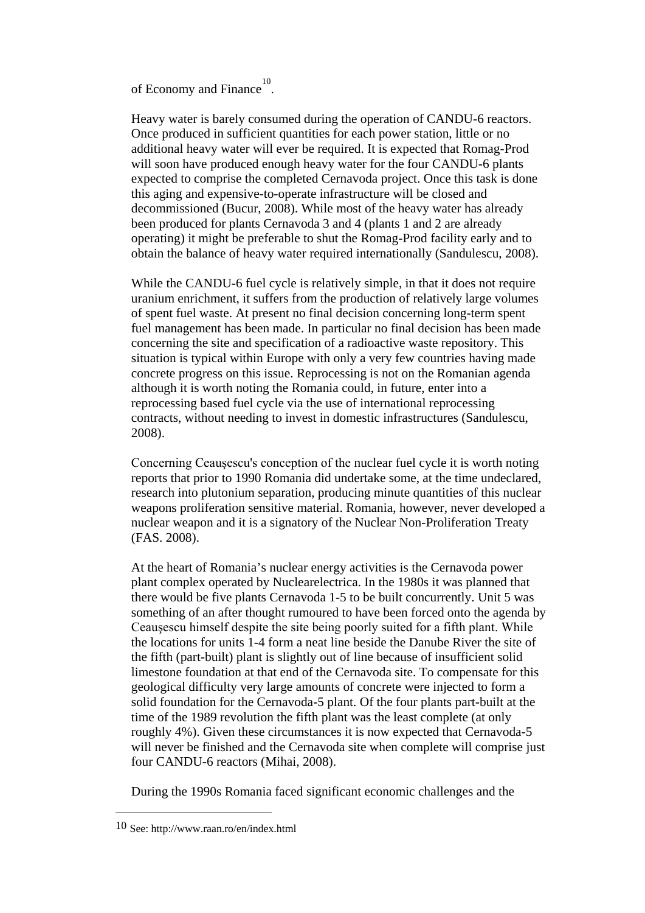of Economy and Finance[10].

Heavy water is barely consumed during the operation of CANDU-6 reactors. Once produced in sufficient quantities for each power station, little or no additional heavy water will ever be required. It is expected that Romag-Prod will soon have produced enough heavy water for the four CANDU-6 plants expected to comprise the completed Cernavoda project. Once this task is done this aging and expensive-to-operate infrastructure will be closed and decommissioned (Bucur, 2008). While most of the heavy water has already been produced for plants Cernavoda 3 and 4 (plants 1 and 2 are already operating) it might be preferable to shut the Romag-Prod facility early and to obtain the balance of heavy water required internationally (Sandulescu, 2008).

While the CANDU-6 fuel cycle is relatively simple, in that it does not require uranium enrichment, it suffers from the production of relatively large volumes of spent fuel waste. At present no final decision concerning long-term spent fuel management has been made. In particular no final decision has been made concerning the site and specification of a radioactive waste repository. This situation is typical within Europe with only a very few countries having made concrete progress on this issue. Reprocessing is not on the Romanian agenda although it is worth noting the Romania could, in future, enter into a reprocessing based fuel cycle via the use of international reprocessing contracts, without needing to invest in domestic infrastructures (Sandulescu, 2008).

Concerning Ceauşescu's conception of the nuclear fuel cycle it is worth noting reports that prior to 1990 Romania did undertake some, at the time undeclared, research into plutonium separation, producing minute quantities of this nuclear weapons proliferation sensitive material. Romania, however, never developed a nuclear weapon and it is a signatory of the Nuclear Non-Proliferation Treaty (FAS. 2008).

At the heart of Romania's nuclear energy activities is the Cernavoda power plant complex operated by Nuclearelectrica. In the 1980s it was planned that there would be five plants Cernavoda 1-5 to be built concurrently. Unit 5 was something of an after thought rumoured to have been forced onto the agenda by Ceauşescu himself despite the site being poorly suited for a fifth plant. While the locations for units 1-4 form a neat line beside the Danube River the site of the fifth (part-built) plant is slightly out of line because of insufficient solid limestone foundation at that end of the Cernavoda site. To compensate for this geological difficulty very large amounts of concrete were injected to form a solid foundation for the Cernavoda-5 plant. Of the four plants part-built at the time of the 1989 revolution the fifth plant was the least complete (at only roughly 4%). Given these circumstances it is now expected that Cernavoda-5 will never be finished and the Cernavoda site when complete will comprise just four CANDU-6 reactors (Mihai, 2008).

During the 1990s Romania faced significant economic challenges and the

---

[10] See: http://www.raan.ro/en/index.html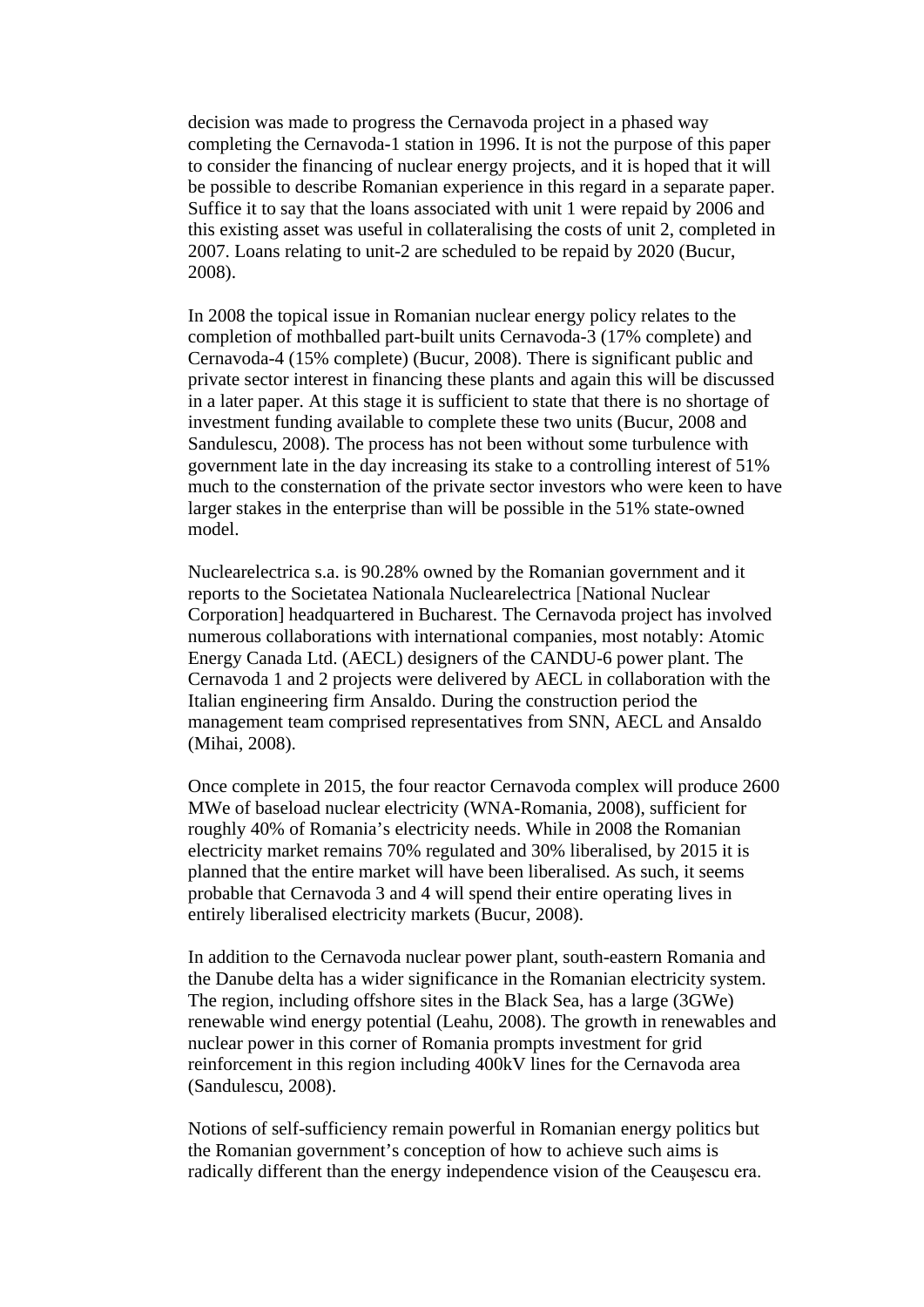decision was made to progress the Cernavoda project in a phased way completing the Cernavoda-1 station in 1996. It is not the purpose of this paper to consider the financing of nuclear energy projects, and it is hoped that it will be possible to describe Romanian experience in this regard in a separate paper. Suffice it to say that the loans associated with unit 1 were repaid by 2006 and this existing asset was useful in collateralising the costs of unit 2, completed in 2007. Loans relating to unit-2 are scheduled to be repaid by 2020 (Bucur, 2008).

In 2008 the topical issue in Romanian nuclear energy policy relates to the completion of mothballed part-built units Cernavoda-3 (17% complete) and Cernavoda-4 (15% complete) (Bucur, 2008). There is significant public and private sector interest in financing these plants and again this will be discussed in a later paper. At this stage it is sufficient to state that there is no shortage of investment funding available to complete these two units (Bucur, 2008 and Sandulescu, 2008). The process has not been without some turbulence with government late in the day increasing its stake to a controlling interest of 51% much to the consternation of the private sector investors who were keen to have larger stakes in the enterprise than will be possible in the 51% state-owned model.

Nuclearelectrica s.a. is 90.28% owned by the Romanian government and it reports to the Societatea Nationala Nuclearelectrica [National Nuclear Corporation] headquartered in Bucharest. The Cernavoda project has involved numerous collaborations with international companies, most notably: Atomic Energy Canada Ltd. (AECL) designers of the CANDU-6 power plant. The Cernavoda 1 and 2 projects were delivered by AECL in collaboration with the Italian engineering firm Ansaldo. During the construction period the management team comprised representatives from SNN, AECL and Ansaldo (Mihai, 2008).

Once complete in 2015, the four reactor Cernavoda complex will produce 2600 MWe of baseload nuclear electricity (WNA-Romania, 2008), sufficient for roughly 40% of Romania's electricity needs. While in 2008 the Romanian electricity market remains 70% regulated and 30% liberalised, by 2015 it is planned that the entire market will have been liberalised. As such, it seems probable that Cernavoda 3 and 4 will spend their entire operating lives in entirely liberalised electricity markets (Bucur, 2008).

In addition to the Cernavoda nuclear power plant, south-eastern Romania and the Danube delta has a wider significance in the Romanian electricity system. The region, including offshore sites in the Black Sea, has a large (3GWe) renewable wind energy potential (Leahu, 2008). The growth in renewables and nuclear power in this corner of Romania prompts investment for grid reinforcement in this region including 400kV lines for the Cernavoda area (Sandulescu, 2008).

Notions of self-sufficiency remain powerful in Romanian energy politics but the Romanian government's conception of how to achieve such aims is radically different than the energy independence vision of the Ceauşescu era.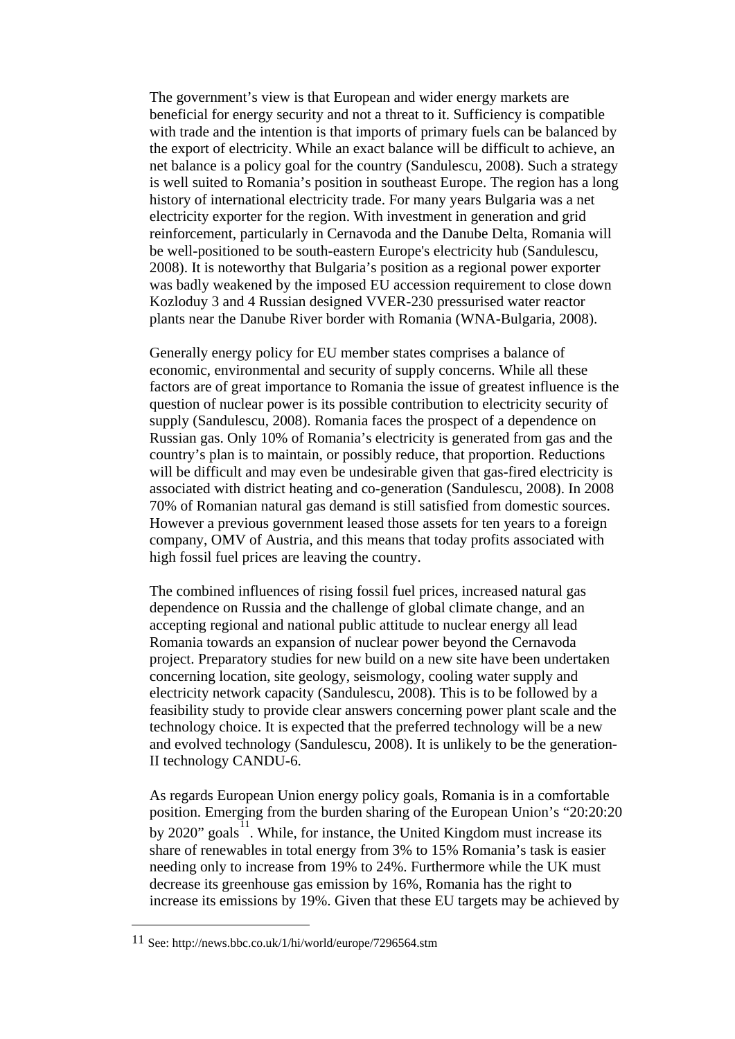The government's view is that European and wider energy markets are beneficial for energy security and not a threat to it. Sufficiency is compatible with trade and the intention is that imports of primary fuels can be balanced by the export of electricity. While an exact balance will be difficult to achieve, an net balance is a policy goal for the country (Sandulescu, 2008). Such a strategy is well suited to Romania's position in southeast Europe. The region has a long history of international electricity trade. For many years Bulgaria was a net electricity exporter for the region. With investment in generation and grid reinforcement, particularly in Cernavoda and the Danube Delta, Romania will be well-positioned to be south-eastern Europe's electricity hub (Sandulescu, 2008). It is noteworthy that Bulgaria's position as a regional power exporter was badly weakened by the imposed EU accession requirement to close down Kozloduy 3 and 4 Russian designed VVER-230 pressurised water reactor plants near the Danube River border with Romania (WNA-Bulgaria, 2008).

Generally energy policy for EU member states comprises a balance of economic, environmental and security of supply concerns. While all these factors are of great importance to Romania the issue of greatest influence is the question of nuclear power is its possible contribution to electricity security of supply (Sandulescu, 2008). Romania faces the prospect of a dependence on Russian gas. Only 10% of Romania's electricity is generated from gas and the country's plan is to maintain, or possibly reduce, that proportion. Reductions will be difficult and may even be undesirable given that gas-fired electricity is associated with district heating and co-generation (Sandulescu, 2008). In 2008 70% of Romanian natural gas demand is still satisfied from domestic sources. However a previous government leased those assets for ten years to a foreign company, OMV of Austria, and this means that today profits associated with high fossil fuel prices are leaving the country.

The combined influences of rising fossil fuel prices, increased natural gas dependence on Russia and the challenge of global climate change, and an accepting regional and national public attitude to nuclear energy all lead Romania towards an expansion of nuclear power beyond the Cernavoda project. Preparatory studies for new build on a new site have been undertaken concerning location, site geology, seismology, cooling water supply and electricity network capacity (Sandulescu, 2008). This is to be followed by a feasibility study to provide clear answers concerning power plant scale and the technology choice. It is expected that the preferred technology will be a new and evolved technology (Sandulescu, 2008). It is unlikely to be the generation-II technology CANDU-6.

As regards European Union energy policy goals, Romania is in a comfortable position. Emerging from the burden sharing of the European Union's "20:20:20 by 2020" goals[11]. While, for instance, the United Kingdom must increase its share of renewables in total energy from 3% to 15% Romania's task is easier needing only to increase from 19% to 24%. Furthermore while the UK must decrease its greenhouse gas emission by 16%, Romania has the right to increase its emissions by 19%. Given that these EU targets may be achieved by

---

11 See: http://news.bbc.co.uk/1/hi/world/europe/7296564.stm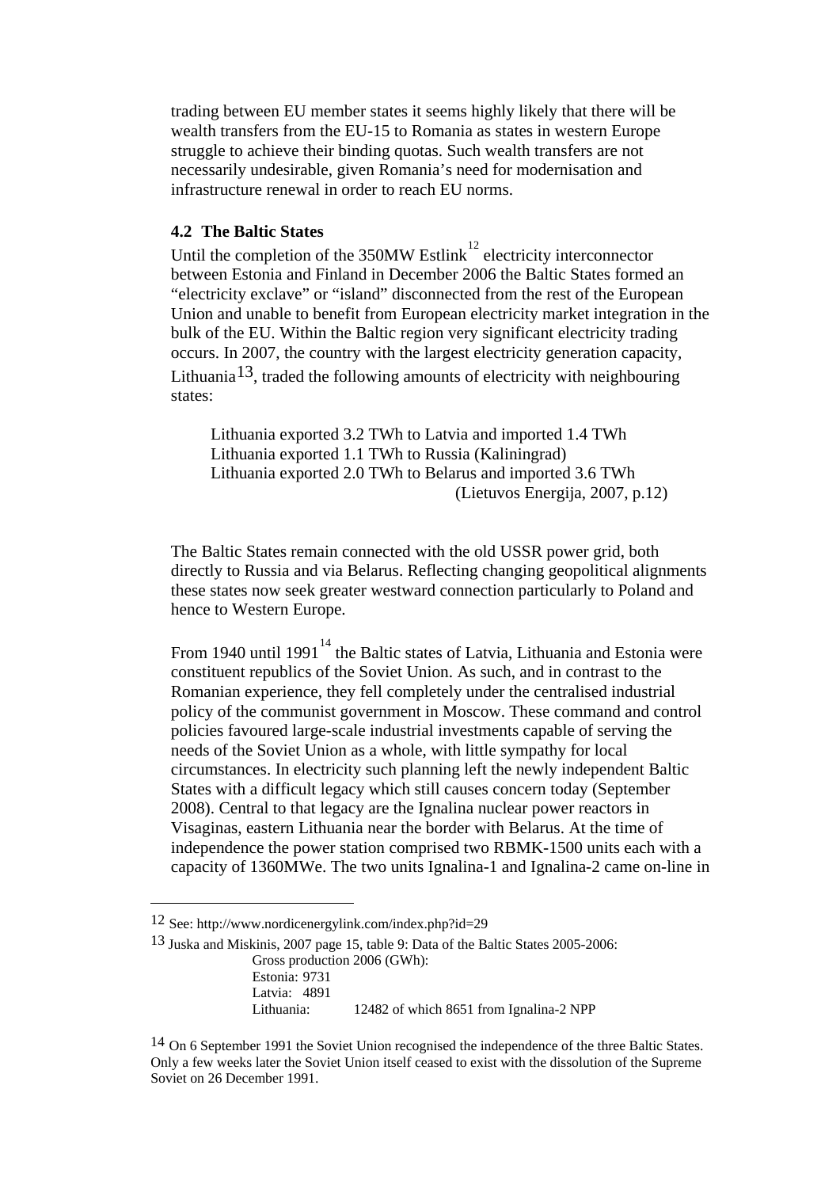trading between EU member states it seems highly likely that there will be wealth transfers from the EU-15 to Romania as states in western Europe struggle to achieve their binding quotas. Such wealth transfers are not necessarily undesirable, given Romania's need for modernisation and infrastructure renewal in order to reach EU norms.

### 4.2 The Baltic States

Until the completion of the 350MW Estlink[12] electricity interconnector between Estonia and Finland in December 2006 the Baltic States formed an "electricity exclave" or "island" disconnected from the rest of the European Union and unable to benefit from European electricity market integration in the bulk of the EU. Within the Baltic region very significant electricity trading occurs. In 2007, the country with the largest electricity generation capacity, Lithuania[13], traded the following amounts of electricity with neighbouring states:

> Lithuania exported 3.2 TWh to Latvia and imported 1.4 TWh
> Lithuania exported 1.1 TWh to Russia (Kaliningrad)
> Lithuania exported 2.0 TWh to Belarus and imported 3.6 TWh
> (Lietuvos Energija, 2007, p.12)

The Baltic States remain connected with the old USSR power grid, both directly to Russia and via Belarus. Reflecting changing geopolitical alignments these states now seek greater westward connection particularly to Poland and hence to Western Europe.

From 1940 until 1991[14] the Baltic states of Latvia, Lithuania and Estonia were constituent republics of the Soviet Union. As such, and in contrast to the Romanian experience, they fell completely under the centralised industrial policy of the communist government in Moscow. These command and control policies favoured large-scale industrial investments capable of serving the needs of the Soviet Union as a whole, with little sympathy for local circumstances. In electricity such planning left the newly independent Baltic States with a difficult legacy which still causes concern today (September 2008). Central to that legacy are the Ignalina nuclear power reactors in Visaginas, eastern Lithuania near the border with Belarus. At the time of independence the power station comprised two RBMK-1500 units each with a capacity of 1360MWe. The two units Ignalina-1 and Ignalina-2 came on-line in

---

12 See: http://www.nordicenergylink.com/index.php?id=29

13 Juska and Miskinis, 2007 page 15, table 9: Data of the Baltic States 2005-2006:
Gross production 2006 (GWh):
Estonia: 9731
Latvia: 4891
Lithuania: 12482 of which 8651 from Ignalina-2 NPP

14 On 6 September 1991 the Soviet Union recognised the independence of the three Baltic States. Only a few weeks later the Soviet Union itself ceased to exist with the dissolution of the Supreme Soviet on 26 December 1991.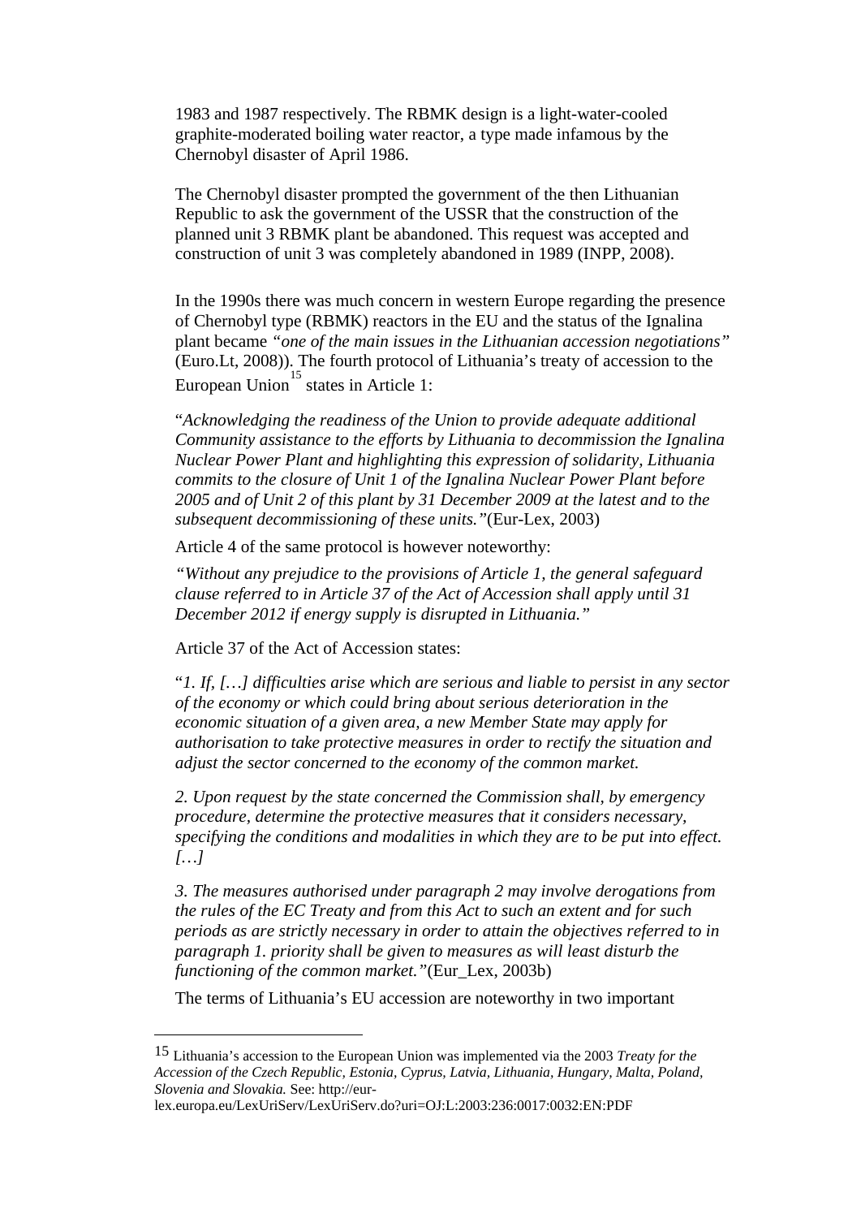1983 and 1987 respectively. The RBMK design is a light-water-cooled graphite-moderated boiling water reactor, a type made infamous by the Chernobyl disaster of April 1986.

The Chernobyl disaster prompted the government of the then Lithuanian Republic to ask the government of the USSR that the construction of the planned unit 3 RBMK plant be abandoned. This request was accepted and construction of unit 3 was completely abandoned in 1989 (INPP, 2008).

In the 1990s there was much concern in western Europe regarding the presence of Chernobyl type (RBMK) reactors in the EU and the status of the Ignalina plant became *"one of the main issues in the Lithuanian accession negotiations"* (Euro.Lt, 2008)). The fourth protocol of Lithuania's treaty of accession to the European Union[15] states in Article 1:

"*Acknowledging the readiness of the Union to provide adequate additional Community assistance to the efforts by Lithuania to decommission the Ignalina Nuclear Power Plant and highlighting this expression of solidarity, Lithuania commits to the closure of Unit 1 of the Ignalina Nuclear Power Plant before 2005 and of Unit 2 of this plant by 31 December 2009 at the latest and to the subsequent decommissioning of these units."*(Eur-Lex, 2003)

Article 4 of the same protocol is however noteworthy:

*"Without any prejudice to the provisions of Article 1, the general safeguard clause referred to in Article 37 of the Act of Accession shall apply until 31 December 2012 if energy supply is disrupted in Lithuania."*

Article 37 of the Act of Accession states:

"*1. If, […] difficulties arise which are serious and liable to persist in any sector of the economy or which could bring about serious deterioration in the economic situation of a given area, a new Member State may apply for authorisation to take protective measures in order to rectify the situation and adjust the sector concerned to the economy of the common market.*

*2. Upon request by the state concerned the Commission shall, by emergency procedure, determine the protective measures that it considers necessary, specifying the conditions and modalities in which they are to be put into effect. […]*

*3. The measures authorised under paragraph 2 may involve derogations from the rules of the EC Treaty and from this Act to such an extent and for such periods as are strictly necessary in order to attain the objectives referred to in paragraph 1. priority shall be given to measures as will least disturb the functioning of the common market."*(Eur_Lex, 2003b)

The terms of Lithuania's EU accession are noteworthy in two important

---

[15] Lithuania's accession to the European Union was implemented via the 2003 *Treaty for the Accession of the Czech Republic, Estonia, Cyprus, Latvia, Lithuania, Hungary, Malta, Poland, Slovenia and Slovakia.* See: http://eur-lex.europa.eu/LexUriServ/LexUriServ.do?uri=OJ:L:2003:236:0017:0032:EN:PDF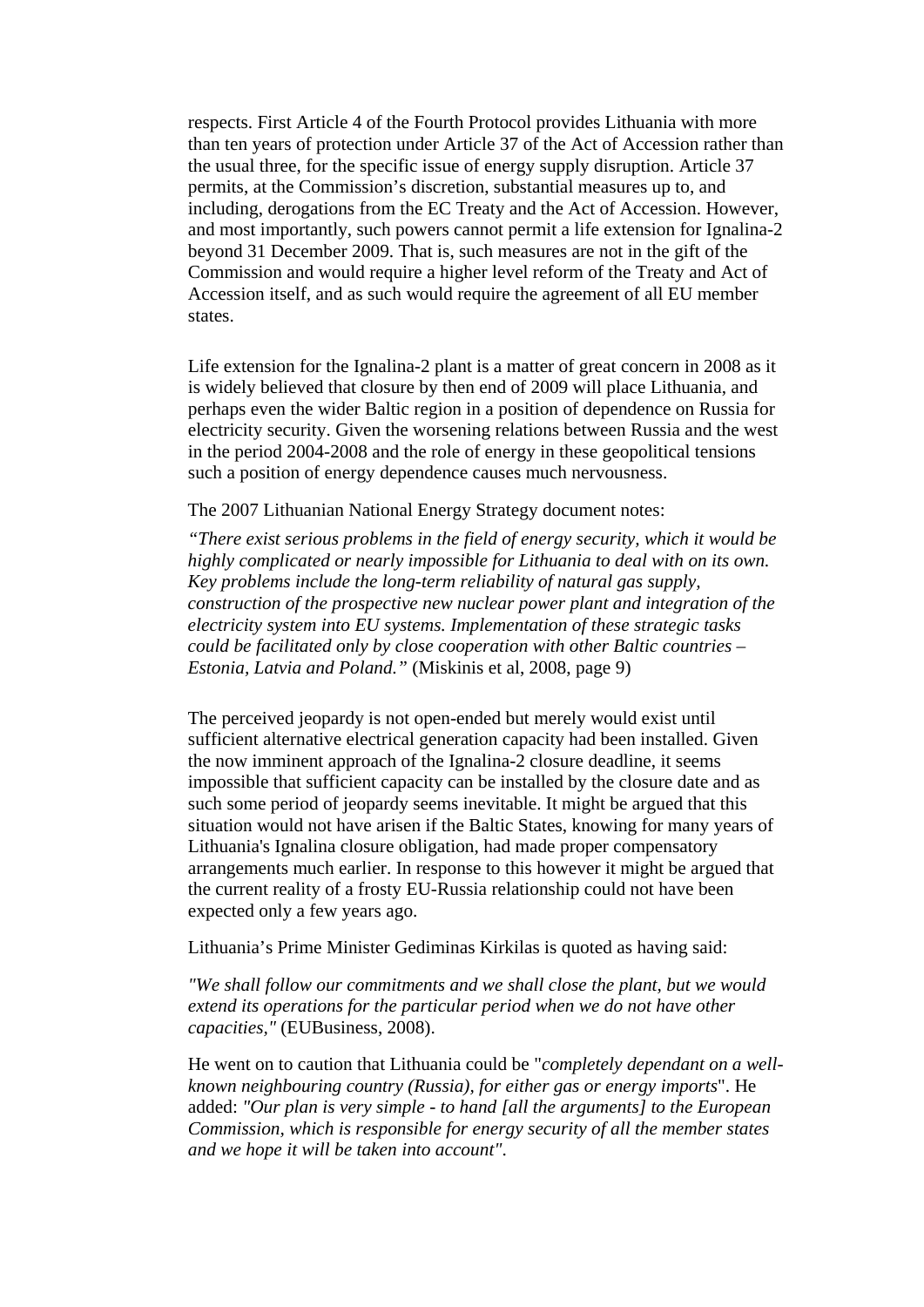respects. First Article 4 of the Fourth Protocol provides Lithuania with more than ten years of protection under Article 37 of the Act of Accession rather than the usual three, for the specific issue of energy supply disruption. Article 37 permits, at the Commission's discretion, substantial measures up to, and including, derogations from the EC Treaty and the Act of Accession. However, and most importantly, such powers cannot permit a life extension for Ignalina-2 beyond 31 December 2009. That is, such measures are not in the gift of the Commission and would require a higher level reform of the Treaty and Act of Accession itself, and as such would require the agreement of all EU member states.

Life extension for the Ignalina-2 plant is a matter of great concern in 2008 as it is widely believed that closure by then end of 2009 will place Lithuania, and perhaps even the wider Baltic region in a position of dependence on Russia for electricity security. Given the worsening relations between Russia and the west in the period 2004-2008 and the role of energy in these geopolitical tensions such a position of energy dependence causes much nervousness.

The 2007 Lithuanian National Energy Strategy document notes:

*"There exist serious problems in the field of energy security, which it would be highly complicated or nearly impossible for Lithuania to deal with on its own. Key problems include the long-term reliability of natural gas supply, construction of the prospective new nuclear power plant and integration of the electricity system into EU systems. Implementation of these strategic tasks could be facilitated only by close cooperation with other Baltic countries – Estonia, Latvia and Poland."* (Miskinis et al, 2008, page 9)

The perceived jeopardy is not open-ended but merely would exist until sufficient alternative electrical generation capacity had been installed. Given the now imminent approach of the Ignalina-2 closure deadline, it seems impossible that sufficient capacity can be installed by the closure date and as such some period of jeopardy seems inevitable. It might be argued that this situation would not have arisen if the Baltic States, knowing for many years of Lithuania's Ignalina closure obligation, had made proper compensatory arrangements much earlier. In response to this however it might be argued that the current reality of a frosty EU-Russia relationship could not have been expected only a few years ago.

Lithuania's Prime Minister Gediminas Kirkilas is quoted as having said:

*"We shall follow our commitments and we shall close the plant, but we would extend its operations for the particular period when we do not have other capacities,"* (EUBusiness, 2008).

He went on to caution that Lithuania could be "*completely dependant on a well-known neighbouring country (Russia), for either gas or energy imports*". He added: *"Our plan is very simple - to hand [all the arguments] to the European Commission, which is responsible for energy security of all the member states and we hope it will be taken into account"*.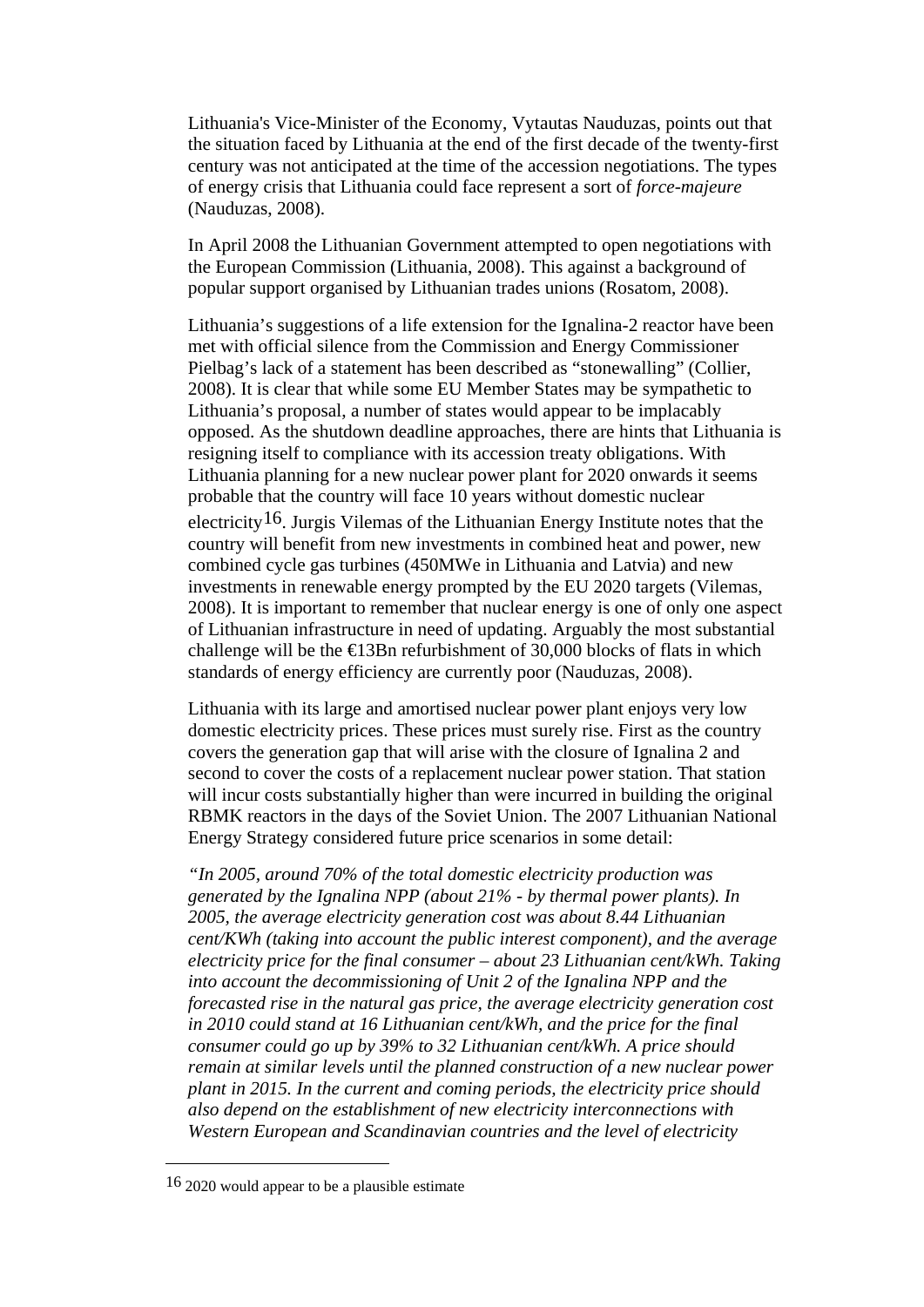Lithuania's Vice-Minister of the Economy, Vytautas Nauduzas, points out that the situation faced by Lithuania at the end of the first decade of the twenty-first century was not anticipated at the time of the accession negotiations. The types of energy crisis that Lithuania could face represent a sort of *force-majeure* (Nauduzas, 2008).

In April 2008 the Lithuanian Government attempted to open negotiations with the European Commission (Lithuania, 2008). This against a background of popular support organised by Lithuanian trades unions (Rosatom, 2008).

Lithuania's suggestions of a life extension for the Ignalina-2 reactor have been met with official silence from the Commission and Energy Commissioner Pielbag's lack of a statement has been described as "stonewalling" (Collier, 2008). It is clear that while some EU Member States may be sympathetic to Lithuania's proposal, a number of states would appear to be implacably opposed. As the shutdown deadline approaches, there are hints that Lithuania is resigning itself to compliance with its accession treaty obligations. With Lithuania planning for a new nuclear power plant for 2020 onwards it seems probable that the country will face 10 years without domestic nuclear electricity[16]. Jurgis Vilemas of the Lithuanian Energy Institute notes that the country will benefit from new investments in combined heat and power, new combined cycle gas turbines (450MWe in Lithuania and Latvia) and new investments in renewable energy prompted by the EU 2020 targets (Vilemas, 2008). It is important to remember that nuclear energy is one of only one aspect of Lithuanian infrastructure in need of updating. Arguably the most substantial challenge will be the €13Bn refurbishment of 30,000 blocks of flats in which standards of energy efficiency are currently poor (Nauduzas, 2008).

Lithuania with its large and amortised nuclear power plant enjoys very low domestic electricity prices. These prices must surely rise. First as the country covers the generation gap that will arise with the closure of Ignalina 2 and second to cover the costs of a replacement nuclear power station. That station will incur costs substantially higher than were incurred in building the original RBMK reactors in the days of the Soviet Union. The 2007 Lithuanian National Energy Strategy considered future price scenarios in some detail:

*"In 2005, around 70% of the total domestic electricity production was generated by the Ignalina NPP (about 21% - by thermal power plants). In 2005, the average electricity generation cost was about 8.44 Lithuanian cent/KWh (taking into account the public interest component), and the average electricity price for the final consumer – about 23 Lithuanian cent/kWh. Taking into account the decommissioning of Unit 2 of the Ignalina NPP and the forecasted rise in the natural gas price, the average electricity generation cost in 2010 could stand at 16 Lithuanian cent/kWh, and the price for the final consumer could go up by 39% to 32 Lithuanian cent/kWh. A price should remain at similar levels until the planned construction of a new nuclear power plant in 2015. In the current and coming periods, the electricity price should also depend on the establishment of new electricity interconnections with Western European and Scandinavian countries and the level of electricity*

[16] 2020 would appear to be a plausible estimate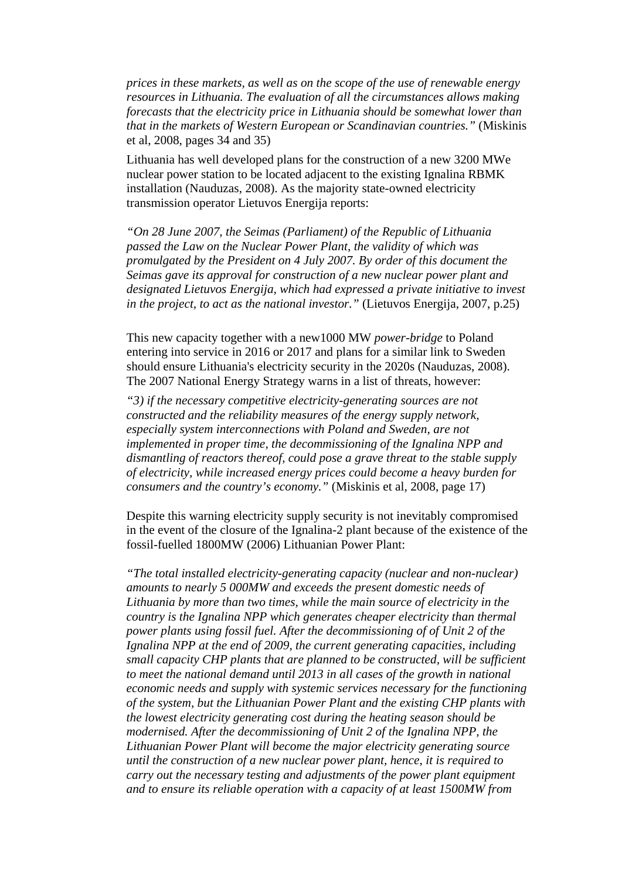*prices in these markets, as well as on the scope of the use of renewable energy resources in Lithuania. The evaluation of all the circumstances allows making forecasts that the electricity price in Lithuania should be somewhat lower than that in the markets of Western European or Scandinavian countries."* (Miskinis et al, 2008, pages 34 and 35)

Lithuania has well developed plans for the construction of a new 3200 MWe nuclear power station to be located adjacent to the existing Ignalina RBMK installation (Nauduzas, 2008). As the majority state-owned electricity transmission operator Lietuvos Energija reports:

*"On 28 June 2007, the Seimas (Parliament) of the Republic of Lithuania passed the Law on the Nuclear Power Plant, the validity of which was promulgated by the President on 4 July 2007. By order of this document the Seimas gave its approval for construction of a new nuclear power plant and designated Lietuvos Energija, which had expressed a private initiative to invest in the project, to act as the national investor."* (Lietuvos Energija, 2007, p.25)

This new capacity together with a new1000 MW *power-bridge* to Poland entering into service in 2016 or 2017 and plans for a similar link to Sweden should ensure Lithuania's electricity security in the 2020s (Nauduzas, 2008). The 2007 National Energy Strategy warns in a list of threats, however:

*"3) if the necessary competitive electricity-generating sources are not constructed and the reliability measures of the energy supply network, especially system interconnections with Poland and Sweden, are not implemented in proper time, the decommissioning of the Ignalina NPP and dismantling of reactors thereof, could pose a grave threat to the stable supply of electricity, while increased energy prices could become a heavy burden for consumers and the country's economy."* (Miskinis et al, 2008, page 17)

Despite this warning electricity supply security is not inevitably compromised in the event of the closure of the Ignalina-2 plant because of the existence of the fossil-fuelled 1800MW (2006) Lithuanian Power Plant:

*"The total installed electricity-generating capacity (nuclear and non-nuclear) amounts to nearly 5 000MW and exceeds the present domestic needs of Lithuania by more than two times, while the main source of electricity in the country is the Ignalina NPP which generates cheaper electricity than thermal power plants using fossil fuel. After the decommissioning of of Unit 2 of the Ignalina NPP at the end of 2009, the current generating capacities, including small capacity CHP plants that are planned to be constructed, will be sufficient to meet the national demand until 2013 in all cases of the growth in national economic needs and supply with systemic services necessary for the functioning of the system, but the Lithuanian Power Plant and the existing CHP plants with the lowest electricity generating cost during the heating season should be modernised. After the decommissioning of Unit 2 of the Ignalina NPP, the Lithuanian Power Plant will become the major electricity generating source until the construction of a new nuclear power plant, hence, it is required to carry out the necessary testing and adjustments of the power plant equipment and to ensure its reliable operation with a capacity of at least 1500MW from*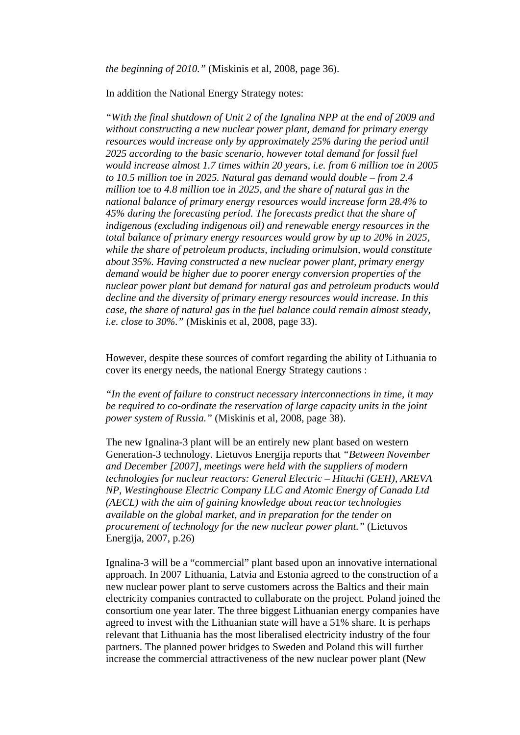*the beginning of 2010."* (Miskinis et al, 2008, page 36).

In addition the National Energy Strategy notes:

*"With the final shutdown of Unit 2 of the Ignalina NPP at the end of 2009 and without constructing a new nuclear power plant, demand for primary energy resources would increase only by approximately 25% during the period until 2025 according to the basic scenario, however total demand for fossil fuel would increase almost 1.7 times within 20 years, i.e. from 6 million toe in 2005 to 10.5 million toe in 2025. Natural gas demand would double – from 2.4 million toe to 4.8 million toe in 2025, and the share of natural gas in the national balance of primary energy resources would increase form 28.4% to 45% during the forecasting period. The forecasts predict that the share of indigenous (excluding indigenous oil) and renewable energy resources in the total balance of primary energy resources would grow by up to 20% in 2025, while the share of petroleum products, including orimulsion, would constitute about 35%. Having constructed a new nuclear power plant, primary energy demand would be higher due to poorer energy conversion properties of the nuclear power plant but demand for natural gas and petroleum products would decline and the diversity of primary energy resources would increase. In this case, the share of natural gas in the fuel balance could remain almost steady, i.e. close to 30%."* (Miskinis et al, 2008, page 33).

However, despite these sources of comfort regarding the ability of Lithuania to cover its energy needs, the national Energy Strategy cautions :

*"In the event of failure to construct necessary interconnections in time, it may be required to co-ordinate the reservation of large capacity units in the joint power system of Russia."* (Miskinis et al, 2008, page 38).

The new Ignalina-3 plant will be an entirely new plant based on western Generation-3 technology. Lietuvos Energija reports that *"Between November and December [2007], meetings were held with the suppliers of modern technologies for nuclear reactors: General Electric – Hitachi (GEH), AREVA NP, Westinghouse Electric Company LLC and Atomic Energy of Canada Ltd (AECL) with the aim of gaining knowledge about reactor technologies available on the global market, and in preparation for the tender on procurement of technology for the new nuclear power plant."* (Lietuvos Energija, 2007, p.26)

Ignalina-3 will be a "commercial" plant based upon an innovative international approach. In 2007 Lithuania, Latvia and Estonia agreed to the construction of a new nuclear power plant to serve customers across the Baltics and their main electricity companies contracted to collaborate on the project. Poland joined the consortium one year later. The three biggest Lithuanian energy companies have agreed to invest with the Lithuanian state will have a 51% share. It is perhaps relevant that Lithuania has the most liberalised electricity industry of the four partners. The planned power bridges to Sweden and Poland this will further increase the commercial attractiveness of the new nuclear power plant (New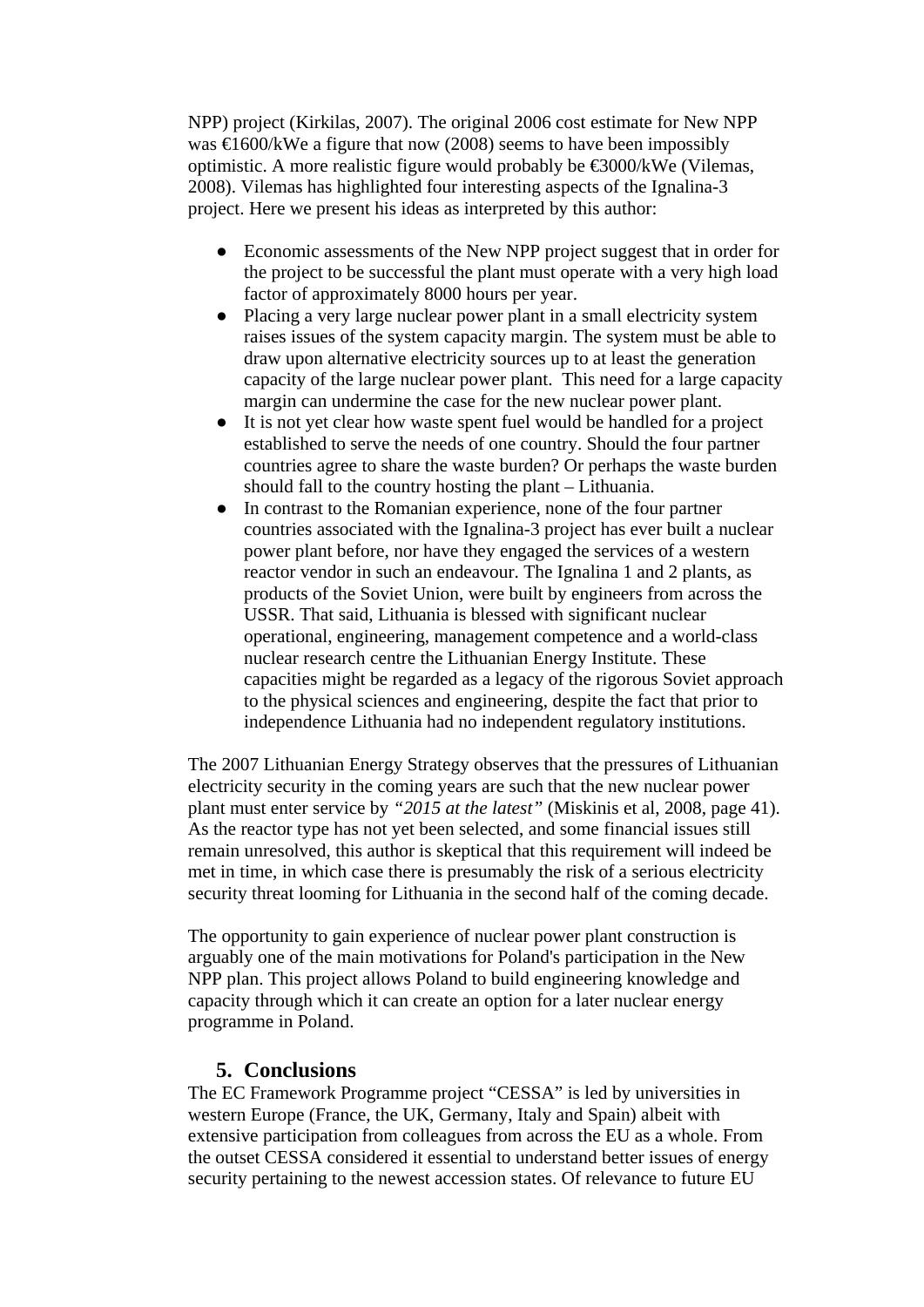NPP) project (Kirkilas, 2007). The original 2006 cost estimate for New NPP was €1600/kWe a figure that now (2008) seems to have been impossibly optimistic. A more realistic figure would probably be €3000/kWe (Vilemas, 2008). Vilemas has highlighted four interesting aspects of the Ignalina-3 project. Here we present his ideas as interpreted by this author:

- Economic assessments of the New NPP project suggest that in order for the project to be successful the plant must operate with a very high load factor of approximately 8000 hours per year.
- Placing a very large nuclear power plant in a small electricity system raises issues of the system capacity margin. The system must be able to draw upon alternative electricity sources up to at least the generation capacity of the large nuclear power plant. This need for a large capacity margin can undermine the case for the new nuclear power plant.
- It is not yet clear how waste spent fuel would be handled for a project established to serve the needs of one country. Should the four partner countries agree to share the waste burden? Or perhaps the waste burden should fall to the country hosting the plant – Lithuania.
- In contrast to the Romanian experience, none of the four partner countries associated with the Ignalina-3 project has ever built a nuclear power plant before, nor have they engaged the services of a western reactor vendor in such an endeavour. The Ignalina 1 and 2 plants, as products of the Soviet Union, were built by engineers from across the USSR. That said, Lithuania is blessed with significant nuclear operational, engineering, management competence and a world-class nuclear research centre the Lithuanian Energy Institute. These capacities might be regarded as a legacy of the rigorous Soviet approach to the physical sciences and engineering, despite the fact that prior to independence Lithuania had no independent regulatory institutions.

The 2007 Lithuanian Energy Strategy observes that the pressures of Lithuanian electricity security in the coming years are such that the new nuclear power plant must enter service by *"2015 at the latest"* (Miskinis et al, 2008, page 41). As the reactor type has not yet been selected, and some financial issues still remain unresolved, this author is skeptical that this requirement will indeed be met in time, in which case there is presumably the risk of a serious electricity security threat looming for Lithuania in the second half of the coming decade.

The opportunity to gain experience of nuclear power plant construction is arguably one of the main motivations for Poland's participation in the New NPP plan. This project allows Poland to build engineering knowledge and capacity through which it can create an option for a later nuclear energy programme in Poland.

## 5. Conclusions

The EC Framework Programme project "CESSA" is led by universities in western Europe (France, the UK, Germany, Italy and Spain) albeit with extensive participation from colleagues from across the EU as a whole. From the outset CESSA considered it essential to understand better issues of energy security pertaining to the newest accession states. Of relevance to future EU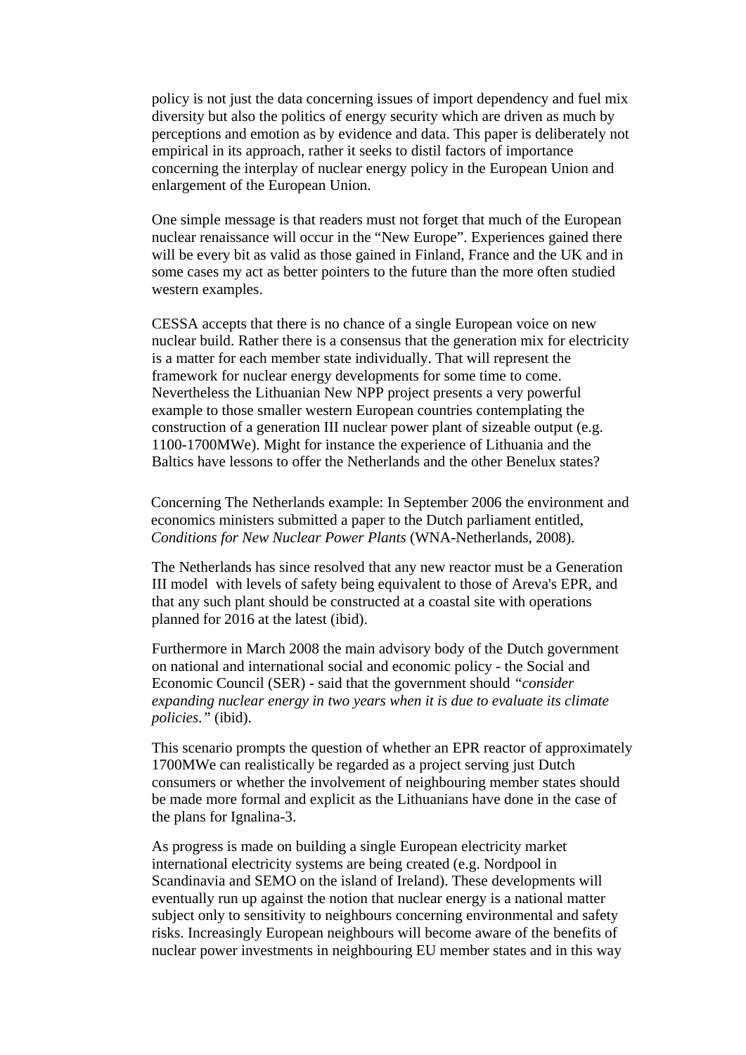policy is not just the data concerning issues of import dependency and fuel mix diversity but also the politics of energy security which are driven as much by perceptions and emotion as by evidence and data. This paper is deliberately not empirical in its approach, rather it seeks to distil factors of importance concerning the interplay of nuclear energy policy in the European Union and enlargement of the European Union.

One simple message is that readers must not forget that much of the European nuclear renaissance will occur in the "New Europe". Experiences gained there will be every bit as valid as those gained in Finland, France and the UK and in some cases my act as better pointers to the future than the more often studied western examples.

CESSA accepts that there is no chance of a single European voice on new nuclear build. Rather there is a consensus that the generation mix for electricity is a matter for each member state individually. That will represent the framework for nuclear energy developments for some time to come. Nevertheless the Lithuanian New NPP project presents a very powerful example to those smaller western European countries contemplating the construction of a generation III nuclear power plant of sizeable output (e.g. 1100-1700MWe). Might for instance the experience of Lithuania and the Baltics have lessons to offer the Netherlands and the other Benelux states?

Concerning The Netherlands example: In September 2006 the environment and economics ministers submitted a paper to the Dutch parliament entitled, *Conditions for New Nuclear Power Plants* (WNA-Netherlands, 2008).

The Netherlands has since resolved that any new reactor must be a Generation III model with levels of safety being equivalent to those of Areva's EPR, and that any such plant should be constructed at a coastal site with operations planned for 2016 at the latest (ibid).

Furthermore in March 2008 the main advisory body of the Dutch government on national and international social and economic policy - the Social and Economic Council (SER) - said that the government should *"consider expanding nuclear energy in two years when it is due to evaluate its climate policies."* (ibid).

This scenario prompts the question of whether an EPR reactor of approximately 1700MWe can realistically be regarded as a project serving just Dutch consumers or whether the involvement of neighbouring member states should be made more formal and explicit as the Lithuanians have done in the case of the plans for Ignalina-3.

As progress is made on building a single European electricity market international electricity systems are being created (e.g. Nordpool in Scandinavia and SEMO on the island of Ireland). These developments will eventually run up against the notion that nuclear energy is a national matter subject only to sensitivity to neighbours concerning environmental and safety risks. Increasingly European neighbours will become aware of the benefits of nuclear power investments in neighbouring EU member states and in this way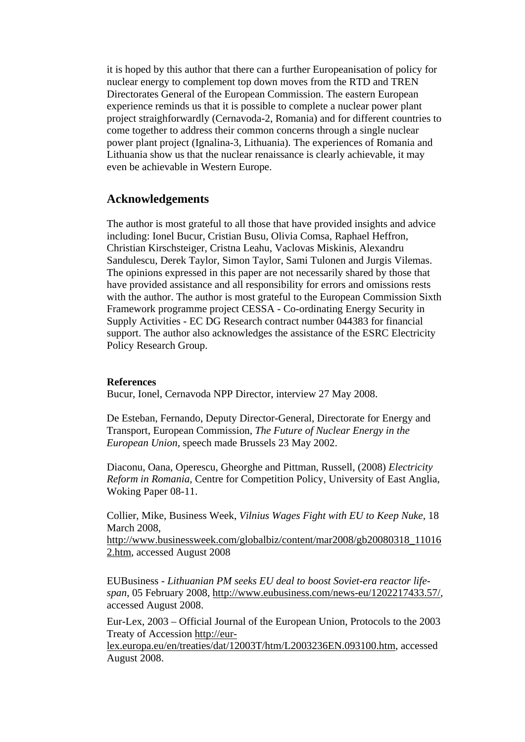it is hoped by this author that there can a further Europeanisation of policy for nuclear energy to complement top down moves from the RTD and TREN Directorates General of the European Commission. The eastern European experience reminds us that it is possible to complete a nuclear power plant project straighforwardly (Cernavoda-2, Romania) and for different countries to come together to address their common concerns through a single nuclear power plant project (Ignalina-3, Lithuania). The experiences of Romania and Lithuania show us that the nuclear renaissance is clearly achievable, it may even be achievable in Western Europe.

## Acknowledgements

The author is most grateful to all those that have provided insights and advice including: Ionel Bucur, Cristian Busu, Olivia Comsa, Raphael Heffron, Christian Kirschsteiger, Cristna Leahu, Vaclovas Miskinis, Alexandru Sandulescu, Derek Taylor, Simon Taylor, Sami Tulonen and Jurgis Vilemas. The opinions expressed in this paper are not necessarily shared by those that have provided assistance and all responsibility for errors and omissions rests with the author. The author is most grateful to the European Commission Sixth Framework programme project CESSA - Co-ordinating Energy Security in Supply Activities - EC DG Research contract number 044383 for financial support. The author also acknowledges the assistance of the ESRC Electricity Policy Research Group.

**References**

Bucur, Ionel, Cernavoda NPP Director, interview 27 May 2008.

De Esteban, Fernando, Deputy Director-General, Directorate for Energy and Transport, European Commission, *The Future of Nuclear Energy in the European Union*, speech made Brussels 23 May 2002.

Diaconu, Oana, Operescu, Gheorghe and Pittman, Russell, (2008) *Electricity Reform in Romania,* Centre for Competition Policy, University of East Anglia, Woking Paper 08-11.

Collier, Mike, Business Week, *Vilnius Wages Fight with EU to Keep Nuke*, 18 March 2008, http://www.businessweek.com/globalbiz/content/mar2008/gb20080318_110162.htm, accessed August 2008

EUBusiness - *Lithuanian PM seeks EU deal to boost Soviet-era reactor life-span*, 05 February 2008, http://www.eubusiness.com/news-eu/1202217433.57/, accessed August 2008.

Eur-Lex, 2003 – Official Journal of the European Union, Protocols to the 2003 Treaty of Accession http://eur-lex.europa.eu/en/treaties/dat/12003T/htm/L2003236EN.093100.htm, accessed August 2008.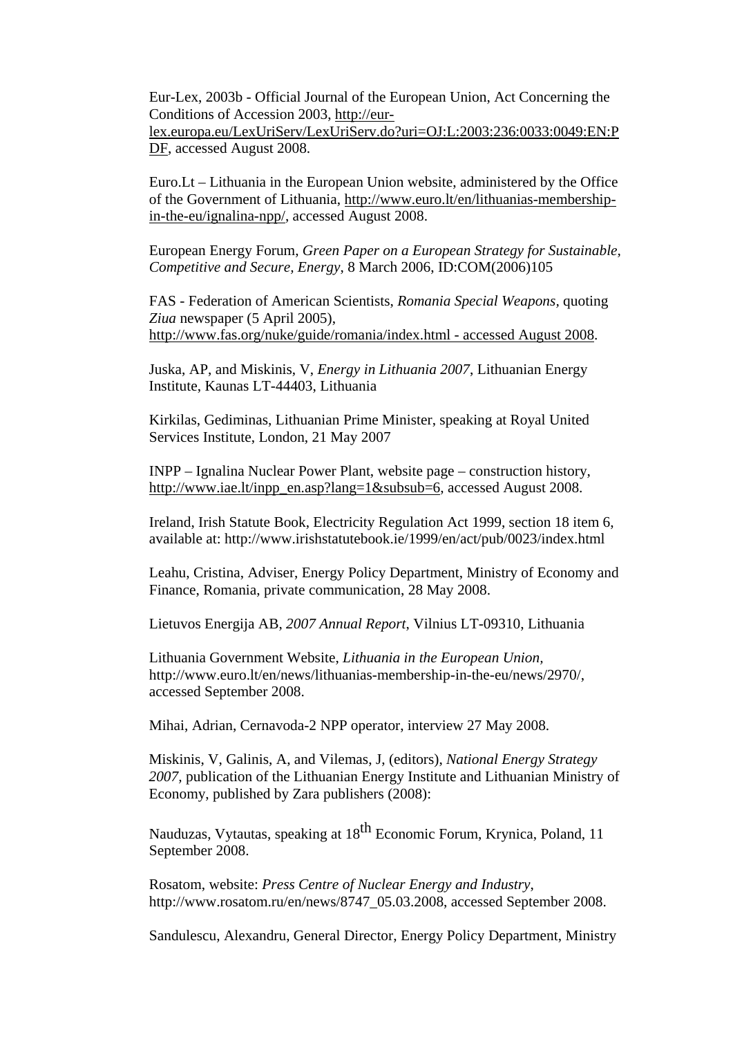Eur-Lex, 2003b - Official Journal of the European Union, Act Concerning the Conditions of Accession 2003, http://eur-lex.europa.eu/LexUriServ/LexUriServ.do?uri=OJ:L:2003:236:0033:0049:EN:PDF, accessed August 2008.

Euro.Lt – Lithuania in the European Union website, administered by the Office of the Government of Lithuania, http://www.euro.lt/en/lithuanias-membership-in-the-eu/ignalina-npp/, accessed August 2008.

European Energy Forum, *Green Paper on a European Strategy for Sustainable, Competitive and Secure, Energy*, 8 March 2006, ID:COM(2006)105

FAS - Federation of American Scientists, *Romania Special Weapons*, quoting *Ziua* newspaper (5 April 2005), http://www.fas.org/nuke/guide/romania/index.html - accessed August 2008.

Juska, AP, and Miskinis, V, *Energy in Lithuania 2007*, Lithuanian Energy Institute, Kaunas LT-44403, Lithuania

Kirkilas, Gediminas, Lithuanian Prime Minister, speaking at Royal United Services Institute, London, 21 May 2007

INPP – Ignalina Nuclear Power Plant, website page – construction history, http://www.iae.lt/inpp_en.asp?lang=1&subsub=6, accessed August 2008.

Ireland, Irish Statute Book, Electricity Regulation Act 1999, section 18 item 6, available at: http://www.irishstatutebook.ie/1999/en/act/pub/0023/index.html

Leahu, Cristina, Adviser, Energy Policy Department, Ministry of Economy and Finance, Romania, private communication, 28 May 2008.

Lietuvos Energija AB, *2007 Annual Report*, Vilnius LT-09310, Lithuania

Lithuania Government Website, *Lithuania in the European Union,* http://www.euro.lt/en/news/lithuanias-membership-in-the-eu/news/2970/, accessed September 2008.

Mihai, Adrian, Cernavoda-2 NPP operator, interview 27 May 2008.

Miskinis, V, Galinis, A, and Vilemas, J, (editors), *National Energy Strategy 2007*, publication of the Lithuanian Energy Institute and Lithuanian Ministry of Economy, published by Zara publishers (2008):

Nauduzas, Vytautas, speaking at 18th Economic Forum, Krynica, Poland, 11 September 2008.

Rosatom, website: *Press Centre of Nuclear Energy and Industry*, http://www.rosatom.ru/en/news/8747_05.03.2008, accessed September 2008.

Sandulescu, Alexandru, General Director, Energy Policy Department, Ministry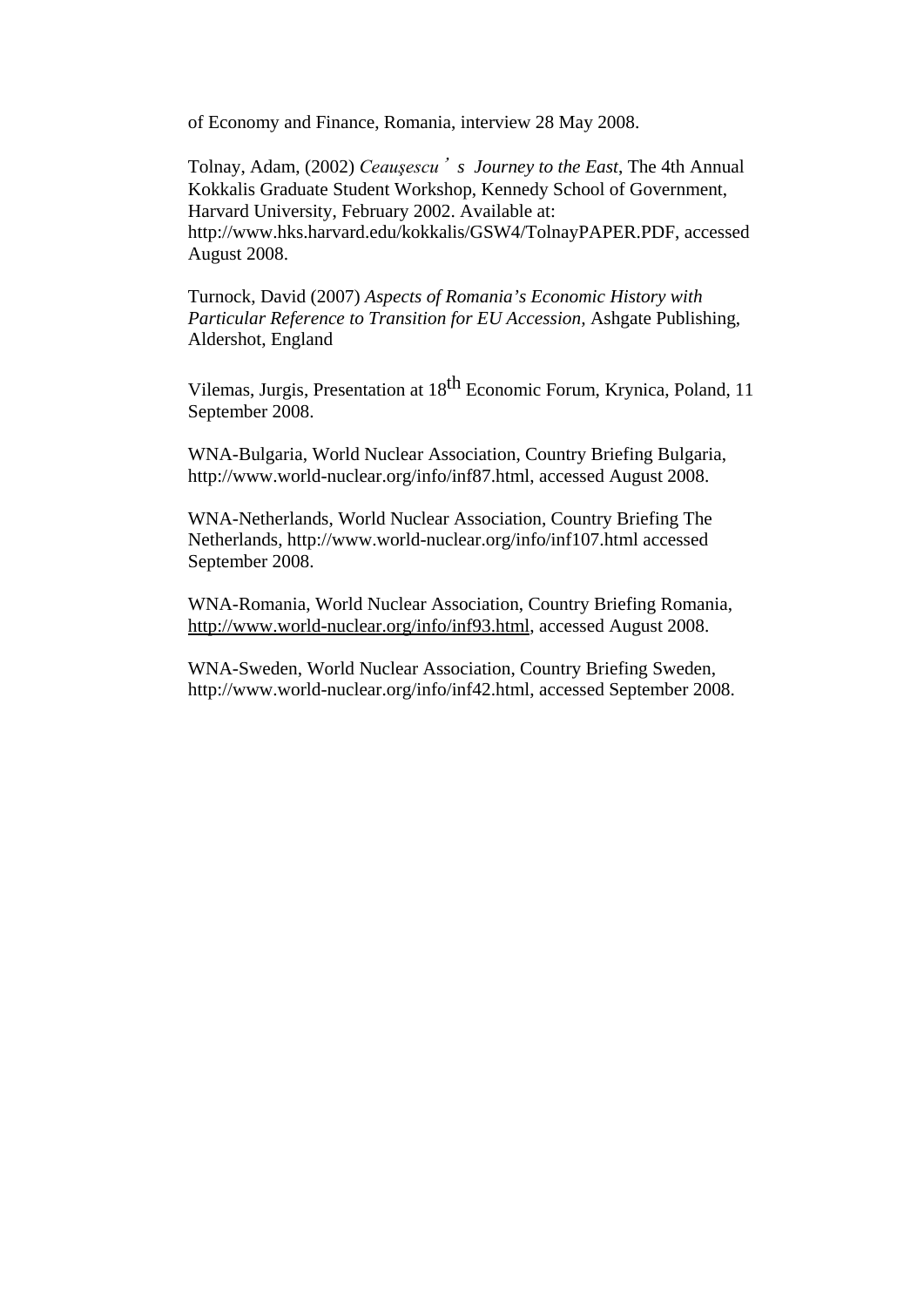of Economy and Finance, Romania, interview 28 May 2008.

Tolnay, Adam, (2002) *Ceauşescu's Journey to the East*, The 4th Annual Kokkalis Graduate Student Workshop, Kennedy School of Government, Harvard University, February 2002. Available at: http://www.hks.harvard.edu/kokkalis/GSW4/TolnayPAPER.PDF, accessed August 2008.

Turnock, David (2007) *Aspects of Romania's Economic History with Particular Reference to Transition for EU Accession,* Ashgate Publishing, Aldershot, England

Vilemas, Jurgis, Presentation at 18th Economic Forum, Krynica, Poland, 11 September 2008.

WNA-Bulgaria, World Nuclear Association, Country Briefing Bulgaria, http://www.world-nuclear.org/info/inf87.html, accessed August 2008.

WNA-Netherlands, World Nuclear Association, Country Briefing The Netherlands, http://www.world-nuclear.org/info/inf107.html accessed September 2008.

WNA-Romania, World Nuclear Association, Country Briefing Romania, http://www.world-nuclear.org/info/inf93.html, accessed August 2008.

WNA-Sweden, World Nuclear Association, Country Briefing Sweden, http://www.world-nuclear.org/info/inf42.html, accessed September 2008.